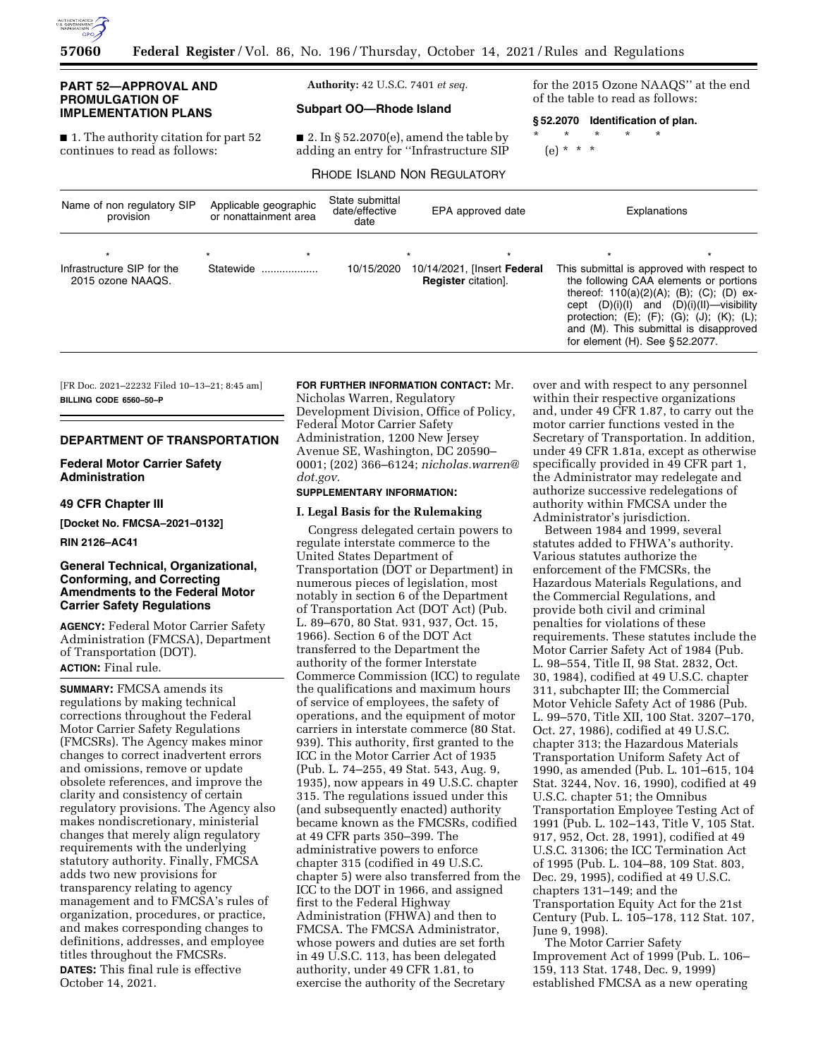## PART 52—APPROVAL AND PROMULGATION OF IMPLEMENTATION PLANS

■ 1. The authority citation for part 52 continues to read as follows:

**Authority:** 42 U.S.C. 7401 *et seq.*

### Subpart OO—Rhode Island

■ 2. In § 52.2070(e), amend the table by adding an entry for "Infrastructure SIP for the 2015 Ozone NAAQS" at the end of the table to read as follows:

**§ 52.2070 Identification of plan.**

\* \* \* \* \*

(e) \* \* \*

RHODE ISLAND NON REGULATORY

| Name of non regulatory SIP provision | Applicable geographic or nonattainment area | State submittal date/effective date | EPA approved date | Explanations |
|---|---|---|---|---|
| \* | \* \* | \* | \* | \* \* |
| Infrastructure SIP for the 2015 ozone NAAQS. | Statewide .................. | 10/15/2020 | 10/14/2021, [Insert **Federal Register** citation]. | This submittal is approved with respect to the following CAA elements or portions thereof: 110(a)(2)(A); (B); (C); (D) except (D)(i)(I) and (D)(i)(II)—visibility protection; (E); (F); (G); (J); (K); (L); and (M). This submittal is disapproved for element (H). See § 52.2077. |

[FR Doc. 2021–22232 Filed 10–13–21; 8:45 am]

**BILLING CODE 6560–50–P**

## DEPARTMENT OF TRANSPORTATION

### Federal Motor Carrier Safety Administration

### 49 CFR Chapter III

**[Docket No. FMCSA–2021–0132]**

**RIN 2126–AC41**

## General Technical, Organizational, Conforming, and Correcting Amendments to the Federal Motor Carrier Safety Regulations

**AGENCY:** Federal Motor Carrier Safety Administration (FMCSA), Department of Transportation (DOT).

**ACTION:** Final rule.

**SUMMARY:** FMCSA amends its regulations by making technical corrections throughout the Federal Motor Carrier Safety Regulations (FMCSRs). The Agency makes minor changes to correct inadvertent errors and omissions, remove or update obsolete references, and improve the clarity and consistency of certain regulatory provisions. The Agency also makes nondiscretionary, ministerial changes that merely align regulatory requirements with the underlying statutory authority. Finally, FMCSA adds two new provisions for transparency relating to agency management and to FMCSA's rules of organization, procedures, or practice, and makes corresponding changes to definitions, addresses, and employee titles throughout the FMCSRs.

**DATES:** This final rule is effective October 14, 2021.

**FOR FURTHER INFORMATION CONTACT:** Mr. Nicholas Warren, Regulatory Development Division, Office of Policy, Federal Motor Carrier Safety Administration, 1200 New Jersey Avenue SE, Washington, DC 20590–0001; (202) 366–6124; *nicholas.warren@dot.gov.*

**SUPPLEMENTARY INFORMATION:**

### I. Legal Basis for the Rulemaking

Congress delegated certain powers to regulate interstate commerce to the United States Department of Transportation (DOT or Department) in numerous pieces of legislation, most notably in section 6 of the Department of Transportation Act (DOT Act) (Pub. L. 89–670, 80 Stat. 931, 937, Oct. 15, 1966). Section 6 of the DOT Act transferred to the Department the authority of the former Interstate Commerce Commission (ICC) to regulate the qualifications and maximum hours of service of employees, the safety of operations, and the equipment of motor carriers in interstate commerce (80 Stat. 939). This authority, first granted to the ICC in the Motor Carrier Act of 1935 (Pub. L. 74–255, 49 Stat. 543, Aug. 9, 1935), now appears in 49 U.S.C. chapter 315. The regulations issued under this (and subsequently enacted) authority became known as the FMCSRs, codified at 49 CFR parts 350–399. The administrative powers to enforce chapter 315 (codified in 49 U.S.C. chapter 5) were also transferred from the ICC to the DOT in 1966, and assigned first to the Federal Highway Administration (FHWA) and then to FMCSA. The FMCSA Administrator, whose powers and duties are set forth in 49 U.S.C. 113, has been delegated authority, under 49 CFR 1.81, to exercise the authority of the Secretary over and with respect to any personnel within their respective organizations and, under 49 CFR 1.87, to carry out the motor carrier functions vested in the Secretary of Transportation. In addition, under 49 CFR 1.81a, except as otherwise specifically provided in 49 CFR part 1, the Administrator may redelegate and authorize successive redelegations of authority within FMCSA under the Administrator's jurisdiction.

Between 1984 and 1999, several statutes added to FHWA's authority. Various statutes authorize the enforcement of the FMCSRs, the Hazardous Materials Regulations, and the Commercial Regulations, and provide both civil and criminal penalties for violations of these requirements. These statutes include the Motor Carrier Safety Act of 1984 (Pub. L. 98–554, Title II, 98 Stat. 2832, Oct. 30, 1984), codified at 49 U.S.C. chapter 311, subchapter III; the Commercial Motor Vehicle Safety Act of 1986 (Pub. L. 99–570, Title XII, 100 Stat. 3207–170, Oct. 27, 1986), codified at 49 U.S.C. chapter 313; the Hazardous Materials Transportation Uniform Safety Act of 1990, as amended (Pub. L. 101–615, 104 Stat. 3244, Nov. 16, 1990), codified at 49 U.S.C. chapter 51; the Omnibus Transportation Employee Testing Act of 1991 (Pub. L. 102–143, Title V, 105 Stat. 917, 952, Oct. 28, 1991), codified at 49 U.S.C. 31306; the ICC Termination Act of 1995 (Pub. L. 104–88, 109 Stat. 803, Dec. 29, 1995), codified at 49 U.S.C. chapters 131–149; and the Transportation Equity Act for the 21st Century (Pub. L. 105–178, 112 Stat. 107, June 9, 1998).

The Motor Carrier Safety Improvement Act of 1999 (Pub. L. 106–159, 113 Stat. 1748, Dec. 9, 1999) established FMCSA as a new operating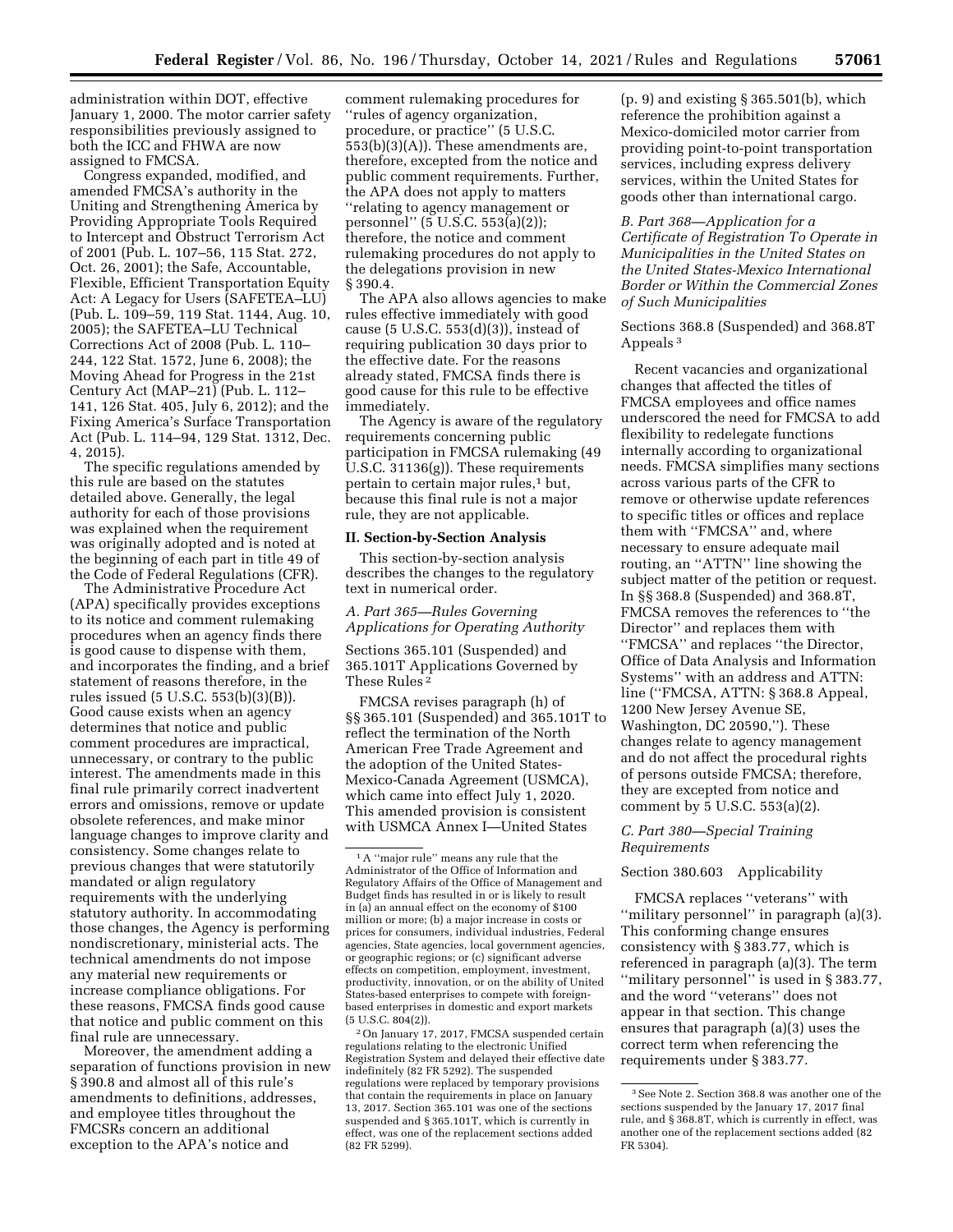administration within DOT, effective January 1, 2000. The motor carrier safety responsibilities previously assigned to both the ICC and FHWA are now assigned to FMCSA.

Congress expanded, modified, and amended FMCSA's authority in the Uniting and Strengthening America by Providing Appropriate Tools Required to Intercept and Obstruct Terrorism Act of 2001 (Pub. L. 107–56, 115 Stat. 272, Oct. 26, 2001); the Safe, Accountable, Flexible, Efficient Transportation Equity Act: A Legacy for Users (SAFETEA–LU) (Pub. L. 109–59, 119 Stat. 1144, Aug. 10, 2005); the SAFETEA–LU Technical Corrections Act of 2008 (Pub. L. 110–244, 122 Stat. 1572, June 6, 2008); the Moving Ahead for Progress in the 21st Century Act (MAP–21) (Pub. L. 112–141, 126 Stat. 405, July 6, 2012); and the Fixing America's Surface Transportation Act (Pub. L. 114–94, 129 Stat. 1312, Dec. 4, 2015).

The specific regulations amended by this rule are based on the statutes detailed above. Generally, the legal authority for each of those provisions was explained when the requirement was originally adopted and is noted at the beginning of each part in title 49 of the Code of Federal Regulations (CFR).

The Administrative Procedure Act (APA) specifically provides exceptions to its notice and comment rulemaking procedures when an agency finds there is good cause to dispense with them, and incorporates the finding, and a brief statement of reasons therefore, in the rules issued (5 U.S.C. 553(b)(3)(B)). Good cause exists when an agency determines that notice and public comment procedures are impractical, unnecessary, or contrary to the public interest. The amendments made in this final rule primarily correct inadvertent errors and omissions, remove or update obsolete references, and make minor language changes to improve clarity and consistency. Some changes relate to previous changes that were statutorily mandated or align regulatory requirements with the underlying statutory authority. In accommodating those changes, the Agency is performing nondiscretionary, ministerial acts. The technical amendments do not impose any material new requirements or increase compliance obligations. For these reasons, FMCSA finds good cause that notice and public comment on this final rule are unnecessary.

Moreover, the amendment adding a separation of functions provision in new § 390.8 and almost all of this rule's amendments to definitions, addresses, and employee titles throughout the FMCSRs concern an additional exception to the APA's notice and comment rulemaking procedures for "rules of agency organization, procedure, or practice" (5 U.S.C. 553(b)(3)(A)). These amendments are, therefore, excepted from the notice and public comment requirements. Further, the APA does not apply to matters "relating to agency management or personnel" (5 U.S.C. 553(a)(2)); therefore, the notice and comment rulemaking procedures do not apply to the delegations provision in new § 390.4.

The APA also allows agencies to make rules effective immediately with good cause (5 U.S.C. 553(d)(3)), instead of requiring publication 30 days prior to the effective date. For the reasons already stated, FMCSA finds there is good cause for this rule to be effective immediately.

The Agency is aware of the regulatory requirements concerning public participation in FMCSA rulemaking (49 U.S.C. 31136(g)). These requirements pertain to certain major rules,[1] but, because this final rule is not a major rule, they are not applicable.

## II. Section-by-Section Analysis

This section-by-section analysis describes the changes to the regulatory text in numerical order.

### A. Part 365—Rules Governing Applications for Operating Authority

Sections 365.101 (Suspended) and 365.101T Applications Governed by These Rules[2]

FMCSA revises paragraph (h) of §§ 365.101 (Suspended) and 365.101T to reflect the termination of the North American Free Trade Agreement and the adoption of the United States-Mexico-Canada Agreement (USMCA), which came into effect July 1, 2020. This amended provision is consistent with USMCA Annex I—United States (p. 9) and existing § 365.501(b), which reference the prohibition against a Mexico-domiciled motor carrier from providing point-to-point transportation services, including express delivery services, within the United States for goods other than international cargo.

### B. Part 368—Application for a Certificate of Registration To Operate in Municipalities in the United States on the United States-Mexico International Border or Within the Commercial Zones of Such Municipalities

Sections 368.8 (Suspended) and 368.8T Appeals[3]

Recent vacancies and organizational changes that affected the titles of FMCSA employees and office names underscored the need for FMCSA to add flexibility to redelegate functions internally according to organizational needs. FMCSA simplifies many sections across various parts of the CFR to remove or otherwise update references to specific titles or offices and replace them with "FMCSA" and, where necessary to ensure adequate mail routing, an "ATTN" line showing the subject matter of the petition or request. In §§ 368.8 (Suspended) and 368.8T, FMCSA removes the references to "the Director" and replaces them with "FMCSA" and replaces "the Director, Office of Data Analysis and Information Systems" with an address and ATTN: line ("FMCSA, ATTN: § 368.8 Appeal, 1200 New Jersey Avenue SE, Washington, DC 20590,"). These changes relate to agency management and do not affect the procedural rights of persons outside FMCSA; therefore, they are excepted from notice and comment by 5 U.S.C. 553(a)(2).

### C. Part 380—Special Training Requirements

Section 380.603 Applicability

FMCSA replaces "veterans" with "military personnel" in paragraph (a)(3). This conforming change ensures consistency with § 383.77, which is referenced in paragraph (a)(3). The term "military personnel" is used in § 383.77, and the word "veterans" does not appear in that section. This change ensures that paragraph (a)(3) uses the correct term when referencing the requirements under § 383.77.

---

[1] A "major rule" means any rule that the Administrator of the Office of Information and Regulatory Affairs of the Office of Management and Budget finds has resulted in or is likely to result in (a) an annual effect on the economy of $100 million or more; (b) a major increase in costs or prices for consumers, individual industries, Federal agencies, State agencies, local government agencies, or geographic regions; or (c) significant adverse effects on competition, employment, investment, productivity, innovation, or on the ability of United States-based enterprises to compete with foreign-based enterprises in domestic and export markets (5 U.S.C. 804(2)).

[2] On January 17, 2017, FMCSA suspended certain regulations relating to the electronic Unified Registration System and delayed their effective date indefinitely (82 FR 5292). The suspended regulations were replaced by temporary provisions that contain the requirements in place on January 13, 2017. Section 365.101 was one of the sections suspended and § 365.101T, which is currently in effect, was one of the replacement sections added (82 FR 5299).

[3] See Note 2. Section 368.8 was another one of the sections suspended by the January 17, 2017 final rule, and § 368.8T, which is currently in effect, was another one of the replacement sections added (82 FR 5304).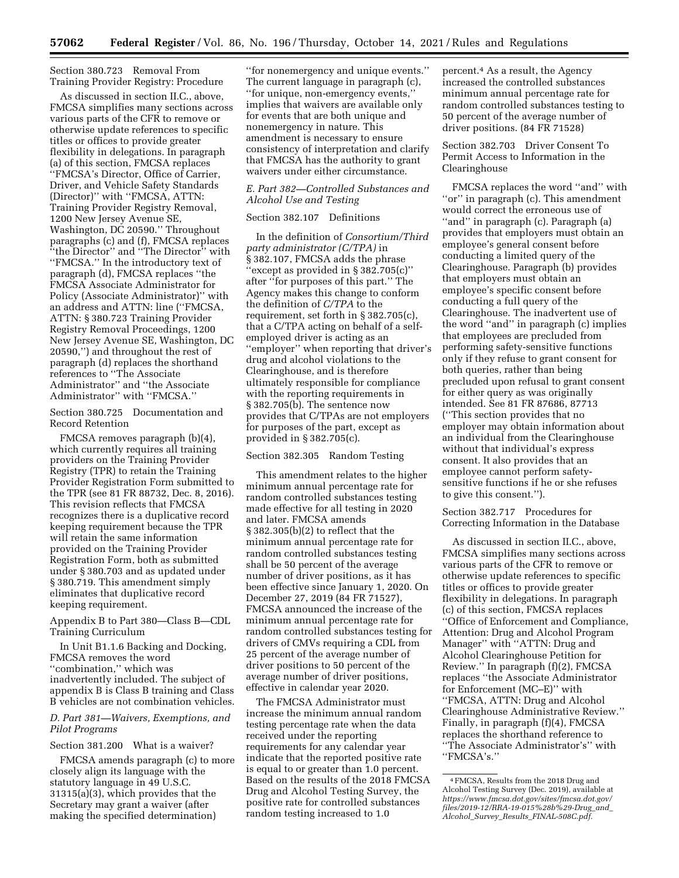Section 380.723 Removal From Training Provider Registry: Procedure

As discussed in section II.C., above, FMCSA simplifies many sections across various parts of the CFR to remove or otherwise update references to specific titles or offices to provide greater flexibility in delegations. In paragraph (a) of this section, FMCSA replaces ''FMCSA's Director, Office of Carrier, Driver, and Vehicle Safety Standards (Director)'' with ''FMCSA, ATTN: Training Provider Registry Removal, 1200 New Jersey Avenue SE, Washington, DC 20590.'' Throughout paragraphs (c) and (f), FMCSA replaces ''the Director'' and ''The Director'' with ''FMCSA.'' In the introductory text of paragraph (d), FMCSA replaces ''the FMCSA Associate Administrator for Policy (Associate Administrator)'' with an address and ATTN: line (''FMCSA, ATTN: § 380.723 Training Provider Registry Removal Proceedings, 1200 New Jersey Avenue SE, Washington, DC 20590,'') and throughout the rest of paragraph (d) replaces the shorthand references to ''The Associate Administrator'' and ''the Associate Administrator'' with ''FMCSA.''

Section 380.725 Documentation and Record Retention

FMCSA removes paragraph (b)(4), which currently requires all training providers on the Training Provider Registry (TPR) to retain the Training Provider Registration Form submitted to the TPR (see 81 FR 88732, Dec. 8, 2016). This revision reflects that FMCSA recognizes there is a duplicative record keeping requirement because the TPR will retain the same information provided on the Training Provider Registration Form, both as submitted under § 380.703 and as updated under § 380.719. This amendment simply eliminates that duplicative record keeping requirement.

Appendix B to Part 380—Class B—CDL Training Curriculum

In Unit B1.1.6 Backing and Docking, FMCSA removes the word ''combination,'' which was inadvertently included. The subject of appendix B is Class B training and Class B vehicles are not combination vehicles.

*D. Part 381—Waivers, Exemptions, and Pilot Programs*

Section 381.200 What is a waiver?

FMCSA amends paragraph (c) to more closely align its language with the statutory language in 49 U.S.C. 31315(a)(3), which provides that the Secretary may grant a waiver (after making the specified determination) ''for nonemergency and unique events.'' The current language in paragraph (c), ''for unique, non-emergency events,'' implies that waivers are available only for events that are both unique and nonemergency in nature. This amendment is necessary to ensure consistency of interpretation and clarify that FMCSA has the authority to grant waivers under either circumstance.

*E. Part 382—Controlled Substances and Alcohol Use and Testing*

Section 382.107 Definitions

In the definition of *Consortium/Third party administrator (C/TPA)* in § 382.107, FMCSA adds the phrase ''except as provided in § 382.705(c)'' after ''for purposes of this part.'' The Agency makes this change to conform the definition of *C/TPA* to the requirement, set forth in § 382.705(c), that a C/TPA acting on behalf of a self-employed driver is acting as an ''employer'' when reporting that driver's drug and alcohol violations to the Clearinghouse, and is therefore ultimately responsible for compliance with the reporting requirements in § 382.705(b). The sentence now provides that C/TPAs are not employers for purposes of the part, except as provided in § 382.705(c).

Section 382.305 Random Testing

This amendment relates to the higher minimum annual percentage rate for random controlled substances testing made effective for all testing in 2020 and later. FMCSA amends § 382.305(b)(2) to reflect that the minimum annual percentage rate for random controlled substances testing shall be 50 percent of the average number of driver positions, as it has been effective since January 1, 2020. On December 27, 2019 (84 FR 71527), FMCSA announced the increase of the minimum annual percentage rate for random controlled substances testing for drivers of CMVs requiring a CDL from 25 percent of the average number of driver positions to 50 percent of the average number of driver positions, effective in calendar year 2020.

The FMCSA Administrator must increase the minimum annual random testing percentage rate when the data received under the reporting requirements for any calendar year indicate that the reported positive rate is equal to or greater than 1.0 percent. Based on the results of the 2018 FMCSA Drug and Alcohol Testing Survey, the positive rate for controlled substances random testing increased to 1.0 percent.[4] As a result, the Agency increased the controlled substances minimum annual percentage rate for random controlled substances testing to 50 percent of the average number of driver positions. (84 FR 71528)

Section 382.703 Driver Consent To Permit Access to Information in the Clearinghouse

FMCSA replaces the word ''and'' with ''or'' in paragraph (c). This amendment would correct the erroneous use of ''and'' in paragraph (c). Paragraph (a) provides that employers must obtain an employee's general consent before conducting a limited query of the Clearinghouse. Paragraph (b) provides that employers must obtain an employee's specific consent before conducting a full query of the Clearinghouse. The inadvertent use of the word ''and'' in paragraph (c) implies that employees are precluded from performing safety-sensitive functions only if they refuse to grant consent for both queries, rather than being precluded upon refusal to grant consent for either query as was originally intended. See 81 FR 87686, 87713 (''This section provides that no employer may obtain information about an individual from the Clearinghouse without that individual's express consent. It also provides that an employee cannot perform safety-sensitive functions if he or she refuses to give this consent.'').

Section 382.717 Procedures for Correcting Information in the Database

As discussed in section II.C., above, FMCSA simplifies many sections across various parts of the CFR to remove or otherwise update references to specific titles or offices to provide greater flexibility in delegations. In paragraph (c) of this section, FMCSA replaces ''Office of Enforcement and Compliance, Attention: Drug and Alcohol Program Manager'' with ''ATTN: Drug and Alcohol Clearinghouse Petition for Review.'' In paragraph (f)(2), FMCSA replaces ''the Associate Administrator for Enforcement (MC–E)'' with ''FMCSA, ATTN: Drug and Alcohol Clearinghouse Administrative Review.'' Finally, in paragraph (f)(4), FMCSA replaces the shorthand reference to ''The Associate Administrator's'' with ''FMCSA's.''

[4] FMCSA, Results from the 2018 Drug and Alcohol Testing Survey (Dec. 2019), available at *https://www.fmcsa.dot.gov/sites/fmcsa.dot.gov/files/2019-12/RRA-19-015%28b%29-Drug_and_Alcohol_Survey_Results_FINAL-508C.pdf.*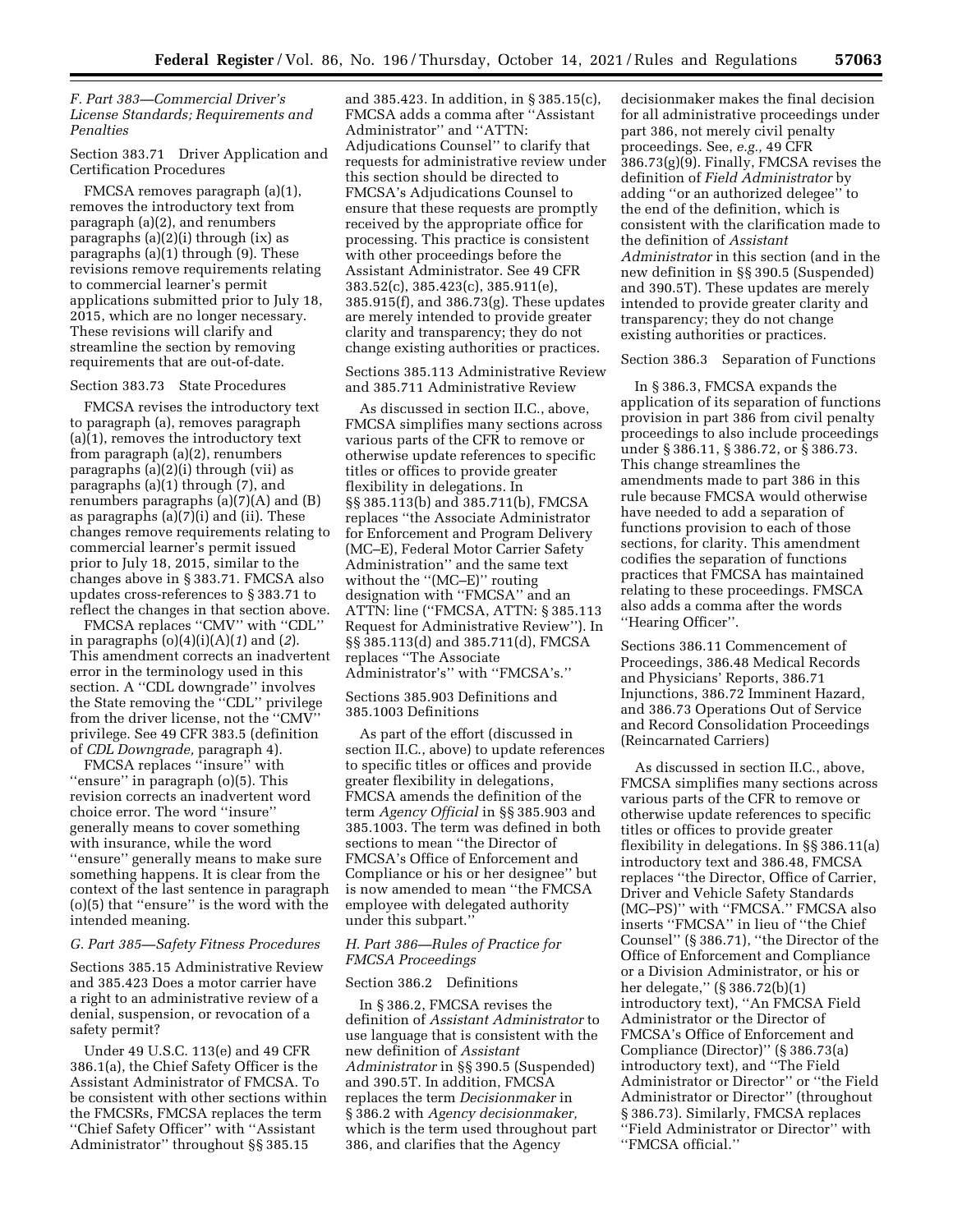### *F. Part 383—Commercial Driver's License Standards; Requirements and Penalties*

Section 383.71 Driver Application and Certification Procedures

FMCSA removes paragraph (a)(1), removes the introductory text from paragraph (a)(2), and renumbers paragraphs (a)(2)(i) through (ix) as paragraphs (a)(1) through (9). These revisions remove requirements relating to commercial learner's permit applications submitted prior to July 18, 2015, which are no longer necessary. These revisions will clarify and streamline the section by removing requirements that are out-of-date.

Section 383.73 State Procedures

FMCSA revises the introductory text to paragraph (a), removes paragraph (a)(1), removes the introductory text from paragraph (a)(2), renumbers paragraphs (a)(2)(i) through (vii) as paragraphs (a)(1) through (7), and renumbers paragraphs (a)(7)(A) and (B) as paragraphs (a)(7)(i) and (ii). These changes remove requirements relating to commercial learner's permit issued prior to July 18, 2015, similar to the changes above in § 383.71. FMCSA also updates cross-references to § 383.71 to reflect the changes in that section above.

FMCSA replaces ''CMV'' with ''CDL'' in paragraphs (o)(4)(i)(A)(*1*) and (*2*). This amendment corrects an inadvertent error in the terminology used in this section. A ''CDL downgrade'' involves the State removing the ''CDL'' privilege from the driver license, not the ''CMV'' privilege. See 49 CFR 383.5 (definition of *CDL Downgrade,* paragraph 4).

FMCSA replaces ''insure'' with ''ensure'' in paragraph (o)(5). This revision corrects an inadvertent word choice error. The word ''insure'' generally means to cover something with insurance, while the word ''ensure'' generally means to make sure something happens. It is clear from the context of the last sentence in paragraph (o)(5) that ''ensure'' is the word with the intended meaning.

### *G. Part 385—Safety Fitness Procedures*

Sections 385.15 Administrative Review and 385.423 Does a motor carrier have a right to an administrative review of a denial, suspension, or revocation of a safety permit?

Under 49 U.S.C. 113(e) and 49 CFR 386.1(a), the Chief Safety Officer is the Assistant Administrator of FMCSA. To be consistent with other sections within the FMCSRs, FMCSA replaces the term ''Chief Safety Officer'' with ''Assistant Administrator'' throughout §§ 385.15 and 385.423. In addition, in § 385.15(c), FMCSA adds a comma after ''Assistant Administrator'' and ''ATTN: Adjudications Counsel'' to clarify that requests for administrative review under this section should be directed to FMCSA's Adjudications Counsel to ensure that these requests are promptly received by the appropriate office for processing. This practice is consistent with other proceedings before the Assistant Administrator. See 49 CFR 383.52(c), 385.423(c), 385.911(e), 385.915(f), and 386.73(g). These updates are merely intended to provide greater clarity and transparency; they do not change existing authorities or practices.

Sections 385.113 Administrative Review and 385.711 Administrative Review

As discussed in section II.C., above, FMCSA simplifies many sections across various parts of the CFR to remove or otherwise update references to specific titles or offices to provide greater flexibility in delegations. In §§ 385.113(b) and 385.711(b), FMCSA replaces ''the Associate Administrator for Enforcement and Program Delivery (MC–E), Federal Motor Carrier Safety Administration'' and the same text without the ''(MC–E)'' routing designation with ''FMCSA'' and an ATTN: line (''FMCSA, ATTN: § 385.113 Request for Administrative Review''). In §§ 385.113(d) and 385.711(d), FMCSA replaces ''The Associate Administrator's'' with ''FMCSA's.''

Sections 385.903 Definitions and 385.1003 Definitions

As part of the effort (discussed in section II.C., above) to update references to specific titles or offices and provide greater flexibility in delegations, FMCSA amends the definition of the term *Agency Official* in §§ 385.903 and 385.1003. The term was defined in both sections to mean ''the Director of FMCSA's Office of Enforcement and Compliance or his or her designee'' but is now amended to mean ''the FMCSA employee with delegated authority under this subpart.''

### *H. Part 386—Rules of Practice for FMCSA Proceedings*

Section 386.2 Definitions

In § 386.2, FMCSA revises the definition of *Assistant Administrator* to use language that is consistent with the new definition of *Assistant Administrator* in §§ 390.5 (Suspended) and 390.5T. In addition, FMCSA replaces the term *Decisionmaker* in § 386.2 with *Agency decisionmaker,* which is the term used throughout part 386, and clarifies that the Agency decisionmaker makes the final decision for all administrative proceedings under part 386, not merely civil penalty proceedings. See, *e.g.,* 49 CFR 386.73(g)(9). Finally, FMCSA revises the definition of *Field Administrator* by adding ''or an authorized delegee'' to the end of the definition, which is consistent with the clarification made to the definition of *Assistant Administrator* in this section (and in the new definition in §§ 390.5 (Suspended) and 390.5T). These updates are merely intended to provide greater clarity and transparency; they do not change existing authorities or practices.

Section 386.3 Separation of Functions

In § 386.3, FMCSA expands the application of its separation of functions provision in part 386 from civil penalty proceedings to also include proceedings under § 386.11, § 386.72, or § 386.73. This change streamlines the amendments made to part 386 in this rule because FMCSA would otherwise have needed to add a separation of functions provision to each of those sections, for clarity. This amendment codifies the separation of functions practices that FMCSA has maintained relating to these proceedings. FMSCA also adds a comma after the words ''Hearing Officer''.

Sections 386.11 Commencement of Proceedings, 386.48 Medical Records and Physicians' Reports, 386.71 Injunctions, 386.72 Imminent Hazard, and 386.73 Operations Out of Service and Record Consolidation Proceedings (Reincarnated Carriers)

As discussed in section II.C., above, FMCSA simplifies many sections across various parts of the CFR to remove or otherwise update references to specific titles or offices to provide greater flexibility in delegations. In §§ 386.11(a) introductory text and 386.48, FMCSA replaces ''the Director, Office of Carrier, Driver and Vehicle Safety Standards (MC–PS)'' with ''FMCSA.'' FMCSA also inserts ''FMCSA'' in lieu of ''the Chief Counsel'' (§ 386.71), ''the Director of the Office of Enforcement and Compliance or a Division Administrator, or his or her delegate,'' (§ 386.72(b)(1) introductory text), ''An FMCSA Field Administrator or the Director of FMCSA's Office of Enforcement and Compliance (Director)'' (§ 386.73(a) introductory text), and ''The Field Administrator or Director'' or ''the Field Administrator or Director'' (throughout § 386.73). Similarly, FMCSA replaces ''Field Administrator or Director'' with ''FMCSA official.''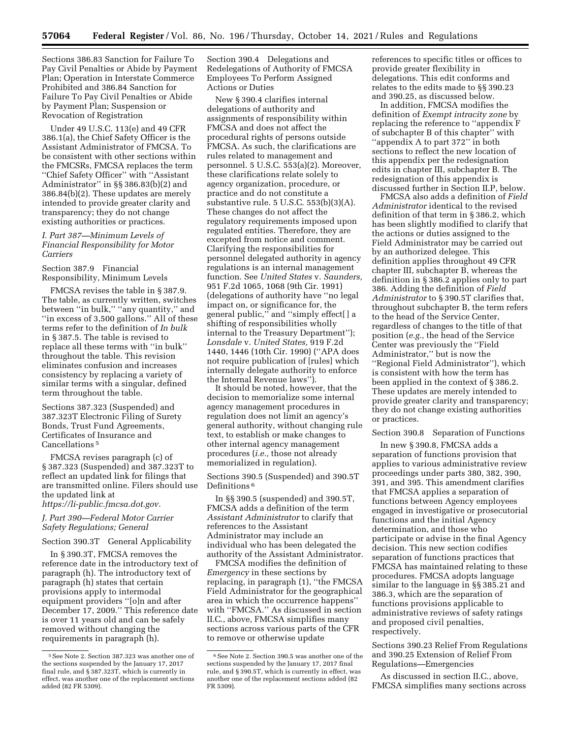Sections 386.83 Sanction for Failure To Pay Civil Penalties or Abide by Payment Plan; Operation in Interstate Commerce Prohibited and 386.84 Sanction for Failure To Pay Civil Penalties or Abide by Payment Plan; Suspension or Revocation of Registration

Under 49 U.S.C. 113(e) and 49 CFR 386.1(a), the Chief Safety Officer is the Assistant Administrator of FMCSA. To be consistent with other sections within the FMCSRs, FMCSA replaces the term ''Chief Safety Officer'' with ''Assistant Administrator'' in §§ 386.83(b)(2) and 386.84(b)(2). These updates are merely intended to provide greater clarity and transparency; they do not change existing authorities or practices.

### *I. Part 387—Minimum Levels of Financial Responsibility for Motor Carriers*

Section 387.9 Financial Responsibility, Minimum Levels

FMCSA revises the table in § 387.9. The table, as currently written, switches between ''in bulk,'' ''any quantity,'' and ''in excess of 3,500 gallons.'' All of these terms refer to the definition of *In bulk* in § 387.5. The table is revised to replace all these terms with ''in bulk'' throughout the table. This revision eliminates confusion and increases consistency by replacing a variety of similar terms with a singular, defined term throughout the table.

Sections 387.323 (Suspended) and 387.323T Electronic Filing of Surety Bonds, Trust Fund Agreements, Certificates of Insurance and Cancellations [5]

FMCSA revises paragraph (c) of § 387.323 (Suspended) and 387.323T to reflect an updated link for filings that are transmitted online. Filers should use the updated link at *https://li-public.fmcsa.dot.gov.*

### *J. Part 390—Federal Motor Carrier Safety Regulations; General*

Section 390.3T General Applicability

In § 390.3T, FMCSA removes the reference date in the introductory text of paragraph (h). The introductory text of paragraph (h) states that certain provisions apply to intermodal equipment providers ''[o]n and after December 17, 2009.'' This reference date is over 11 years old and can be safely removed without changing the requirements in paragraph (h).

Section 390.4 Delegations and Redelegations of Authority of FMCSA Employees To Perform Assigned Actions or Duties

New § 390.4 clarifies internal delegations of authority and assignments of responsibility within FMCSA and does not affect the procedural rights of persons outside FMCSA. As such, the clarifications are rules related to management and personnel. 5 U.S.C. 553(a)(2). Moreover, these clarifications relate solely to agency organization, procedure, or practice and do not constitute a substantive rule. 5 U.S.C. 553(b)(3)(A). These changes do not affect the regulatory requirements imposed upon regulated entities. Therefore, they are excepted from notice and comment. Clarifying the responsibilities for personnel delegated authority in agency regulations is an internal management function. See *United States* v. *Saunders,* 951 F.2d 1065, 1068 (9th Cir. 1991) (delegations of authority have ''no legal impact on, or significance for, the general public,'' and ''simply effect[ ] a shifting of responsibilities wholly internal to the Treasury Department''); *Lonsdale* v. *United States,* 919 F.2d 1440, 1446 (10th Cir. 1990) (''APA does not require publication of [rules] which internally delegate authority to enforce the Internal Revenue laws'').

It should be noted, however, that the decision to memorialize some internal agency management procedures in regulation does not limit an agency's general authority, without changing rule text, to establish or make changes to other internal agency management procedures (*i.e.,* those not already memorialized in regulation).

Sections 390.5 (Suspended) and 390.5T Definitions [6]

In §§ 390.5 (suspended) and 390.5T, FMCSA adds a definition of the term *Assistant Administrator* to clarify that references to the Assistant Administrator may include an individual who has been delegated the authority of the Assistant Administrator.

FMCSA modifies the definition of *Emergency* in these sections by replacing, in paragraph (1), ''the FMCSA Field Administrator for the geographical area in which the occurrence happens'' with ''FMCSA.'' As discussed in section II.C., above, FMCSA simplifies many sections across various parts of the CFR to remove or otherwise update references to specific titles or offices to provide greater flexibility in delegations. This edit conforms and relates to the edits made to §§ 390.23 and 390.25, as discussed below.

In addition, FMCSA modifies the definition of *Exempt intracity zone* by replacing the reference to ''appendix F of subchapter B of this chapter'' with ''appendix A to part 372'' in both sections to reflect the new location of this appendix per the redesignation edits in chapter III, subchapter B. The redesignation of this appendix is discussed further in Section II.P, below.

FMCSA also adds a definition of *Field Administrator* identical to the revised definition of that term in § 386.2, which has been slightly modified to clarify that the actions or duties assigned to the Field Administrator may be carried out by an authorized delegee. This definition applies throughout 49 CFR chapter III, subchapter B, whereas the definition in § 386.2 applies only to part 386. Adding the definition of *Field Administrator* to § 390.5T clarifies that, throughout subchapter B, the term refers to the head of the Service Center, regardless of changes to the title of that position (*e.g.,* the head of the Service Center was previously the ''Field Administrator,'' but is now the ''Regional Field Administrator''), which is consistent with how the term has been applied in the context of § 386.2. These updates are merely intended to provide greater clarity and transparency; they do not change existing authorities or practices.

Section 390.8 Separation of Functions

In new § 390.8, FMCSA adds a separation of functions provision that applies to various administrative review proceedings under parts 380, 382, 390, 391, and 395. This amendment clarifies that FMCSA applies a separation of functions between Agency employees engaged in investigative or prosecutorial functions and the initial Agency determination, and those who participate or advise in the final Agency decision. This new section codifies separation of functions practices that FMCSA has maintained relating to these procedures. FMCSA adopts language similar to the language in §§ 385.21 and 386.3, which are the separation of functions provisions applicable to administrative reviews of safety ratings and proposed civil penalties, respectively.

Sections 390.23 Relief From Regulations and 390.25 Extension of Relief From Regulations—Emergencies

As discussed in section II.C., above, FMCSA simplifies many sections across

---

[5] See Note 2. Section 387.323 was another one of the sections suspended by the January 17, 2017 final rule, and § 387.323T, which is currently in effect, was another one of the replacement sections added (82 FR 5309).

[6] See Note 2. Section 390.5 was another one of the sections suspended by the January 17, 2017 final rule, and § 390.5T, which is currently in effect, was another one of the replacement sections added (82 FR 5309).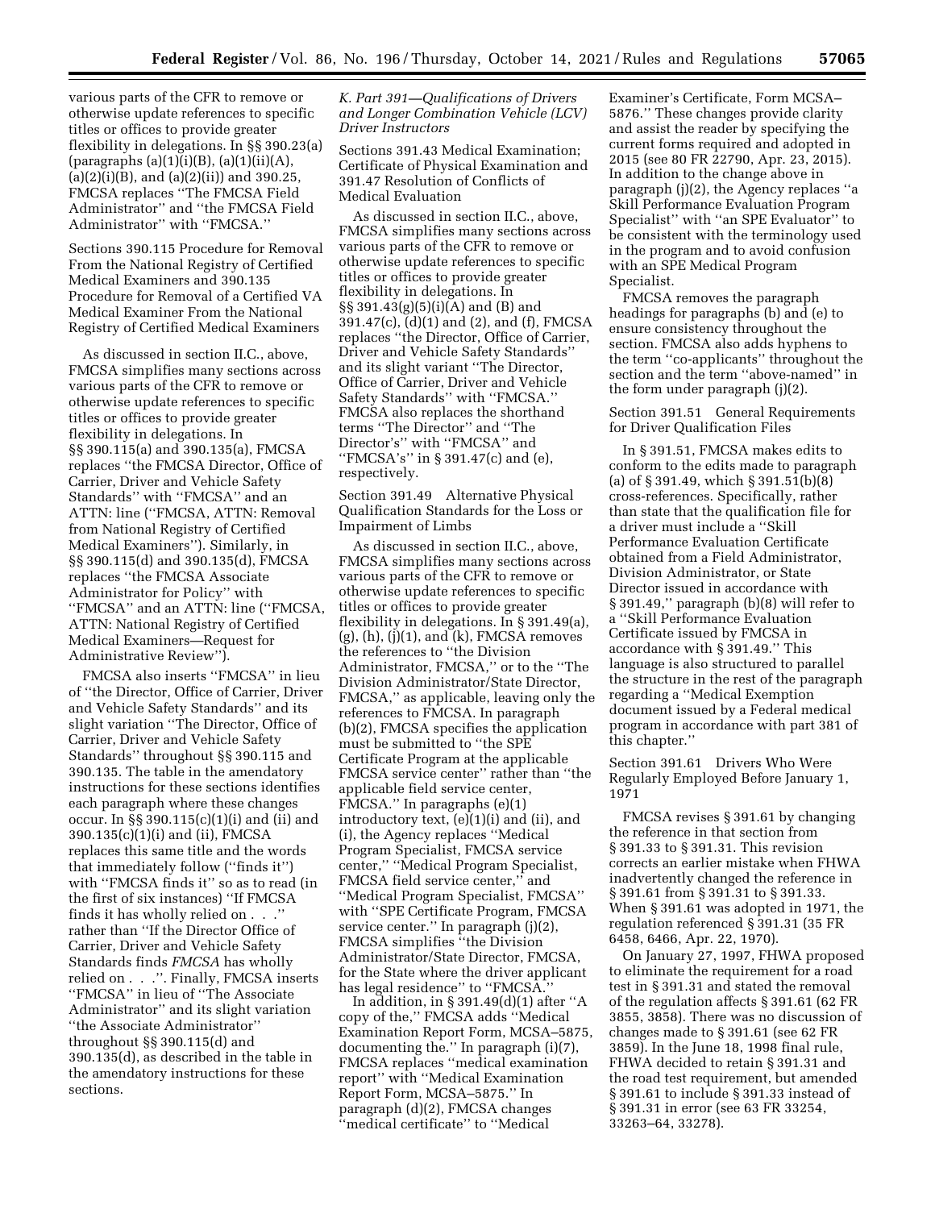various parts of the CFR to remove or otherwise update references to specific titles or offices to provide greater flexibility in delegations. In §§ 390.23(a) (paragraphs (a)(1)(i)(B), (a)(1)(ii)(A), (a)(2)(i)(B), and (a)(2)(ii)) and 390.25, FMCSA replaces ''The FMCSA Field Administrator'' and ''the FMCSA Field Administrator'' with ''FMCSA.''

Sections 390.115 Procedure for Removal From the National Registry of Certified Medical Examiners and 390.135 Procedure for Removal of a Certified VA Medical Examiner From the National Registry of Certified Medical Examiners

As discussed in section II.C., above, FMCSA simplifies many sections across various parts of the CFR to remove or otherwise update references to specific titles or offices to provide greater flexibility in delegations. In §§ 390.115(a) and 390.135(a), FMCSA replaces ''the FMCSA Director, Office of Carrier, Driver and Vehicle Safety Standards'' with ''FMCSA'' and an ATTN: line (''FMCSA, ATTN: Removal from National Registry of Certified Medical Examiners''). Similarly, in §§ 390.115(d) and 390.135(d), FMCSA replaces ''the FMCSA Associate Administrator for Policy'' with ''FMCSA'' and an ATTN: line (''FMCSA, ATTN: National Registry of Certified Medical Examiners—Request for Administrative Review'').

FMCSA also inserts ''FMCSA'' in lieu of ''the Director, Office of Carrier, Driver and Vehicle Safety Standards'' and its slight variation ''The Director, Office of Carrier, Driver and Vehicle Safety Standards'' throughout §§ 390.115 and 390.135. The table in the amendatory instructions for these sections identifies each paragraph where these changes occur. In §§ 390.115(c)(1)(i) and (ii) and 390.135(c)(1)(i) and (ii), FMCSA replaces this same title and the words that immediately follow (''finds it'') with ''FMCSA finds it'' so as to read (in the first of six instances) ''If FMCSA finds it has wholly relied on . . .'' rather than ''If the Director Office of Carrier, Driver and Vehicle Safety Standards finds *FMCSA* has wholly relied on . . .''. Finally, FMCSA inserts ''FMCSA'' in lieu of ''The Associate Administrator'' and its slight variation ''the Associate Administrator'' throughout §§ 390.115(d) and 390.135(d), as described in the table in the amendatory instructions for these sections.

### *K. Part 391—Qualifications of Drivers and Longer Combination Vehicle (LCV) Driver Instructors*

Sections 391.43 Medical Examination; Certificate of Physical Examination and 391.47 Resolution of Conflicts of Medical Evaluation

As discussed in section II.C., above, FMCSA simplifies many sections across various parts of the CFR to remove or otherwise update references to specific titles or offices to provide greater flexibility in delegations. In §§ 391.43(g)(5)(i)(A) and (B) and 391.47(c), (d)(1) and (2), and (f), FMCSA replaces ''the Director, Office of Carrier, Driver and Vehicle Safety Standards'' and its slight variant ''The Director, Office of Carrier, Driver and Vehicle Safety Standards'' with ''FMCSA.'' FMCSA also replaces the shorthand terms ''The Director'' and ''The Director's'' with ''FMCSA'' and ''FMCSA's'' in § 391.47(c) and (e), respectively.

Section 391.49 Alternative Physical Qualification Standards for the Loss or Impairment of Limbs

As discussed in section II.C., above, FMCSA simplifies many sections across various parts of the CFR to remove or otherwise update references to specific titles or offices to provide greater flexibility in delegations. In § 391.49(a), (g), (h), (j)(1), and (k), FMCSA removes the references to ''the Division Administrator, FMCSA,'' or to the ''The Division Administrator/State Director, FMCSA,'' as applicable, leaving only the references to FMCSA. In paragraph (b)(2), FMCSA specifies the application must be submitted to ''the SPE Certificate Program at the applicable FMCSA service center'' rather than ''the applicable field service center, FMCSA.'' In paragraphs (e)(1) introductory text, (e)(1)(i) and (ii), and (i), the Agency replaces ''Medical Program Specialist, FMCSA service center,'' ''Medical Program Specialist, FMCSA field service center,'' and ''Medical Program Specialist, FMCSA'' with ''SPE Certificate Program, FMCSA service center.'' In paragraph (j)(2), FMCSA simplifies ''the Division Administrator/State Director, FMCSA, for the State where the driver applicant has legal residence'' to ''FMCSA.''

In addition, in § 391.49(d)(1) after ''A copy of the,'' FMCSA adds ''Medical Examination Report Form, MCSA–5875, documenting the.'' In paragraph (i)(7), FMCSA replaces ''medical examination report'' with ''Medical Examination Report Form, MCSA–5875.'' In paragraph (d)(2), FMCSA changes ''medical certificate'' to ''Medical Examiner's Certificate, Form MCSA–5876.'' These changes provide clarity and assist the reader by specifying the current forms required and adopted in 2015 (see 80 FR 22790, Apr. 23, 2015). In addition to the change above in paragraph (j)(2), the Agency replaces ''a Skill Performance Evaluation Program Specialist'' with ''an SPE Evaluator'' to be consistent with the terminology used in the program and to avoid confusion with an SPE Medical Program Specialist.

FMCSA removes the paragraph headings for paragraphs (b) and (e) to ensure consistency throughout the section. FMCSA also adds hyphens to the term ''co-applicants'' throughout the section and the term ''above-named'' in the form under paragraph (j)(2).

Section 391.51 General Requirements for Driver Qualification Files

In § 391.51, FMCSA makes edits to conform to the edits made to paragraph (a) of § 391.49, which § 391.51(b)(8) cross-references. Specifically, rather than state that the qualification file for a driver must include a ''Skill Performance Evaluation Certificate obtained from a Field Administrator, Division Administrator, or State Director issued in accordance with § 391.49,'' paragraph (b)(8) will refer to a ''Skill Performance Evaluation Certificate issued by FMCSA in accordance with § 391.49.'' This language is also structured to parallel the structure in the rest of the paragraph regarding a ''Medical Exemption document issued by a Federal medical program in accordance with part 381 of this chapter.''

Section 391.61 Drivers Who Were Regularly Employed Before January 1, 1971

FMCSA revises § 391.61 by changing the reference in that section from § 391.33 to § 391.31. This revision corrects an earlier mistake when FHWA inadvertently changed the reference in § 391.61 from § 391.31 to § 391.33. When § 391.61 was adopted in 1971, the regulation referenced § 391.31 (35 FR 6458, 6466, Apr. 22, 1970).

On January 27, 1997, FHWA proposed to eliminate the requirement for a road test in § 391.31 and stated the removal of the regulation affects § 391.61 (62 FR 3855, 3858). There was no discussion of changes made to § 391.61 (see 62 FR 3859). In the June 18, 1998 final rule, FHWA decided to retain § 391.31 and the road test requirement, but amended § 391.61 to include § 391.33 instead of § 391.31 in error (see 63 FR 33254, 33263–64, 33278).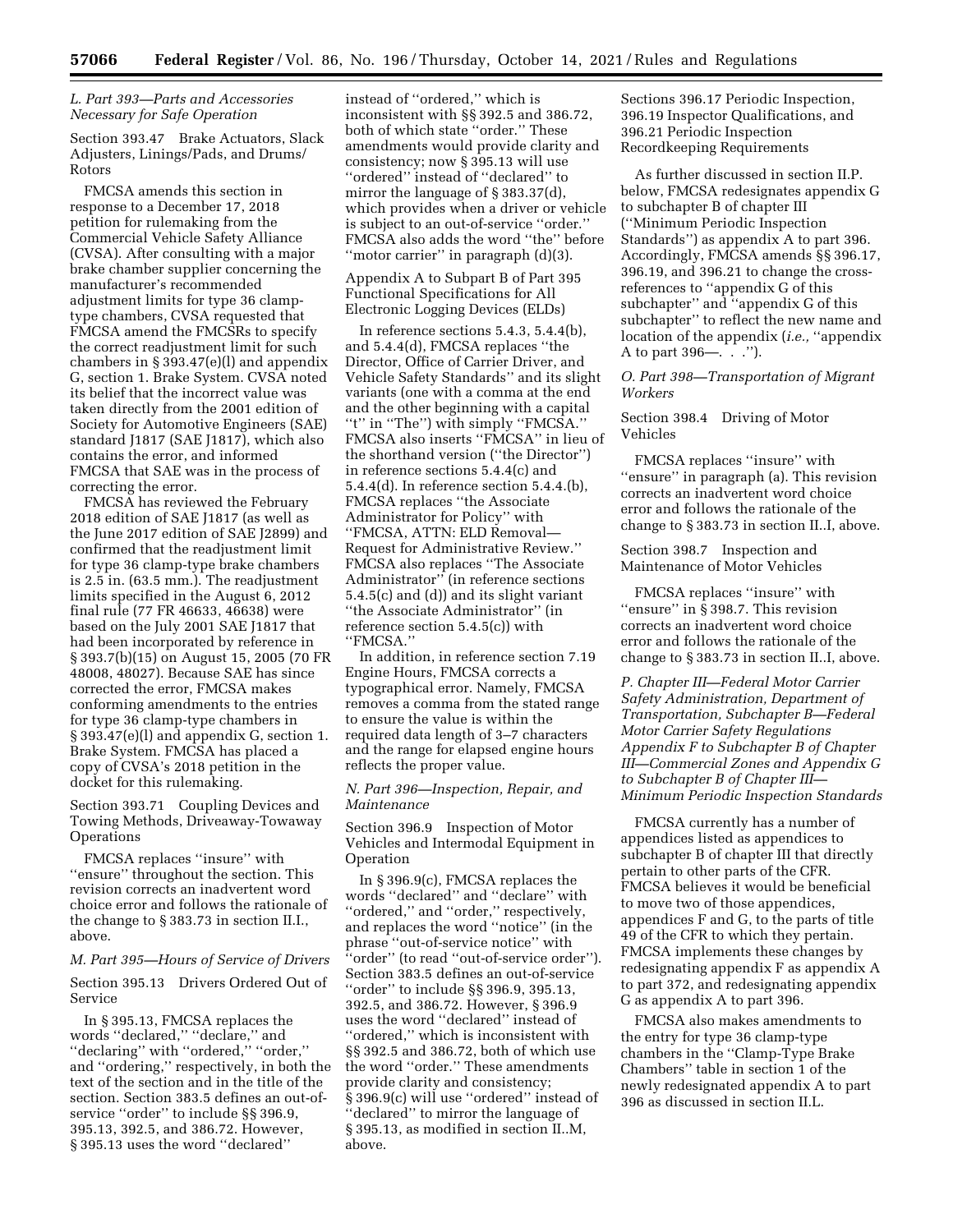### *L. Part 393—Parts and Accessories Necessary for Safe Operation*

Section 393.47 Brake Actuators, Slack Adjusters, Linings/Pads, and Drums/Rotors

FMCSA amends this section in response to a December 17, 2018 petition for rulemaking from the Commercial Vehicle Safety Alliance (CVSA). After consulting with a major brake chamber supplier concerning the manufacturer's recommended adjustment limits for type 36 clamp-type chambers, CVSA requested that FMCSA amend the FMCSRs to specify the correct readjustment limit for such chambers in § 393.47(e)(l) and appendix G, section 1. Brake System. CVSA noted its belief that the incorrect value was taken directly from the 2001 edition of Society for Automotive Engineers (SAE) standard J1817 (SAE J1817), which also contains the error, and informed FMCSA that SAE was in the process of correcting the error.

FMCSA has reviewed the February 2018 edition of SAE J1817 (as well as the June 2017 edition of SAE J2899) and confirmed that the readjustment limit for type 36 clamp-type brake chambers is 2.5 in. (63.5 mm.). The readjustment limits specified in the August 6, 2012 final rule (77 FR 46633, 46638) were based on the July 2001 SAE J1817 that had been incorporated by reference in § 393.7(b)(15) on August 15, 2005 (70 FR 48008, 48027). Because SAE has since corrected the error, FMCSA makes conforming amendments to the entries for type 36 clamp-type chambers in § 393.47(e)(l) and appendix G, section 1. Brake System. FMCSA has placed a copy of CVSA's 2018 petition in the docket for this rulemaking.

Section 393.71 Coupling Devices and Towing Methods, Driveaway-Towaway Operations

FMCSA replaces ''insure'' with ''ensure'' throughout the section. This revision corrects an inadvertent word choice error and follows the rationale of the change to § 383.73 in section II.I., above.

### *M. Part 395—Hours of Service of Drivers*

Section 395.13 Drivers Ordered Out of Service

In § 395.13, FMCSA replaces the words ''declared,'' ''declare,'' and ''declaring'' with ''ordered,'' ''order,'' and ''ordering,'' respectively, in both the text of the section and in the title of the section. Section 383.5 defines an out-of-service ''order'' to include §§ 396.9, 395.13, 392.5, and 386.72. However, § 395.13 uses the word ''declared'' instead of ''ordered,'' which is inconsistent with §§ 392.5 and 386.72, both of which state ''order.'' These amendments would provide clarity and consistency; now § 395.13 will use ''ordered'' instead of ''declared'' to mirror the language of § 383.37(d), which provides when a driver or vehicle is subject to an out-of-service ''order.'' FMCSA also adds the word ''the'' before ''motor carrier'' in paragraph (d)(3).

Appendix A to Subpart B of Part 395 Functional Specifications for All Electronic Logging Devices (ELDs)

In reference sections 5.4.3, 5.4.4(b), and 5.4.4(d), FMCSA replaces ''the Director, Office of Carrier Driver, and Vehicle Safety Standards'' and its slight variants (one with a comma at the end and the other beginning with a capital ''t'' in ''The'') with simply ''FMCSA.'' FMCSA also inserts ''FMCSA'' in lieu of the shorthand version (''the Director'') in reference sections 5.4.4(c) and 5.4.4(d). In reference section 5.4.4.(b), FMCSA replaces ''the Associate Administrator for Policy'' with ''FMCSA, ATTN: ELD Removal—Request for Administrative Review.'' FMCSA also replaces ''The Associate Administrator'' (in reference sections 5.4.5(c) and (d)) and its slight variant ''the Associate Administrator'' (in reference section 5.4.5(c)) with ''FMCSA.''

In addition, in reference section 7.19 Engine Hours, FMCSA corrects a typographical error. Namely, FMCSA removes a comma from the stated range to ensure the value is within the required data length of 3–7 characters and the range for elapsed engine hours reflects the proper value.

### *N. Part 396—Inspection, Repair, and Maintenance*

Section 396.9 Inspection of Motor Vehicles and Intermodal Equipment in Operation

In § 396.9(c), FMCSA replaces the words ''declared'' and ''declare'' with ''ordered,'' and ''order,'' respectively, and replaces the word ''notice'' (in the phrase ''out-of-service notice'' with ''order'' (to read ''out-of-service order''). Section 383.5 defines an out-of-service ''order'' to include §§ 396.9, 395.13, 392.5, and 386.72. However, § 396.9 uses the word ''declared'' instead of ''ordered,'' which is inconsistent with §§ 392.5 and 386.72, both of which use the word ''order.'' These amendments provide clarity and consistency; § 396.9(c) will use ''ordered'' instead of ''declared'' to mirror the language of § 395.13, as modified in section II..M, above.

Sections 396.17 Periodic Inspection, 396.19 Inspector Qualifications, and 396.21 Periodic Inspection Recordkeeping Requirements

As further discussed in section II.P. below, FMCSA redesignates appendix G to subchapter B of chapter III (''Minimum Periodic Inspection Standards'') as appendix A to part 396. Accordingly, FMCSA amends §§ 396.17, 396.19, and 396.21 to change the cross-references to ''appendix G of this subchapter'' and ''appendix G of this subchapter'' to reflect the new name and location of the appendix (*i.e.,* ''appendix A to part 396—. . .'').

### *O. Part 398—Transportation of Migrant Workers*

Section 398.4 Driving of Motor Vehicles

FMCSA replaces ''insure'' with ''ensure'' in paragraph (a). This revision corrects an inadvertent word choice error and follows the rationale of the change to § 383.73 in section II..I, above.

Section 398.7 Inspection and Maintenance of Motor Vehicles

FMCSA replaces ''insure'' with ''ensure'' in § 398.7. This revision corrects an inadvertent word choice error and follows the rationale of the change to § 383.73 in section II..I, above.

### *P. Chapter III—Federal Motor Carrier Safety Administration, Department of Transportation, Subchapter B—Federal Motor Carrier Safety Regulations Appendix F to Subchapter B of Chapter III—Commercial Zones and Appendix G to Subchapter B of Chapter III—Minimum Periodic Inspection Standards*

FMCSA currently has a number of appendices listed as appendices to subchapter B of chapter III that directly pertain to other parts of the CFR. FMCSA believes it would be beneficial to move two of those appendices, appendices F and G, to the parts of title 49 of the CFR to which they pertain. FMCSA implements these changes by redesignating appendix F as appendix A to part 372, and redesignating appendix G as appendix A to part 396.

FMCSA also makes amendments to the entry for type 36 clamp-type chambers in the ''Clamp-Type Brake Chambers'' table in section 1 of the newly redesignated appendix A to part 396 as discussed in section II.L.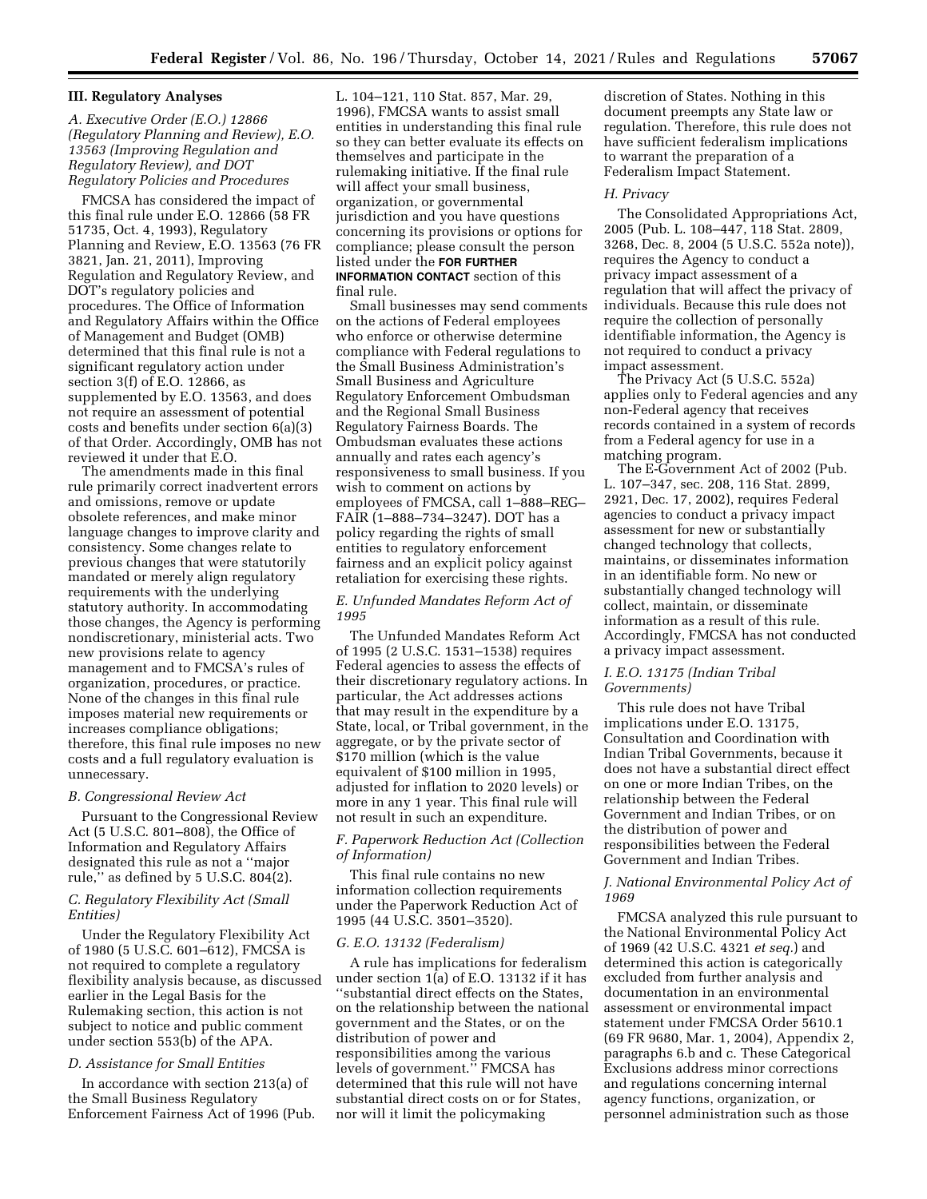## III. Regulatory Analyses

### *A. Executive Order (E.O.) 12866 (Regulatory Planning and Review), E.O. 13563 (Improving Regulation and Regulatory Review), and DOT Regulatory Policies and Procedures*

FMCSA has considered the impact of this final rule under E.O. 12866 (58 FR 51735, Oct. 4, 1993), Regulatory Planning and Review, E.O. 13563 (76 FR 3821, Jan. 21, 2011), Improving Regulation and Regulatory Review, and DOT's regulatory policies and procedures. The Office of Information and Regulatory Affairs within the Office of Management and Budget (OMB) determined that this final rule is not a significant regulatory action under section 3(f) of E.O. 12866, as supplemented by E.O. 13563, and does not require an assessment of potential costs and benefits under section 6(a)(3) of that Order. Accordingly, OMB has not reviewed it under that E.O.

The amendments made in this final rule primarily correct inadvertent errors and omissions, remove or update obsolete references, and make minor language changes to improve clarity and consistency. Some changes relate to previous changes that were statutorily mandated or merely align regulatory requirements with the underlying statutory authority. In accommodating those changes, the Agency is performing nondiscretionary, ministerial acts. Two new provisions relate to agency management and to FMCSA's rules of organization, procedures, or practice. None of the changes in this final rule imposes material new requirements or increases compliance obligations; therefore, this final rule imposes no new costs and a full regulatory evaluation is unnecessary.

### *B. Congressional Review Act*

Pursuant to the Congressional Review Act (5 U.S.C. 801–808), the Office of Information and Regulatory Affairs designated this rule as not a "major rule," as defined by 5 U.S.C. 804(2).

### *C. Regulatory Flexibility Act (Small Entities)*

Under the Regulatory Flexibility Act of 1980 (5 U.S.C. 601–612), FMCSA is not required to complete a regulatory flexibility analysis because, as discussed earlier in the Legal Basis for the Rulemaking section, this action is not subject to notice and public comment under section 553(b) of the APA.

### *D. Assistance for Small Entities*

In accordance with section 213(a) of the Small Business Regulatory Enforcement Fairness Act of 1996 (Pub. L. 104–121, 110 Stat. 857, Mar. 29, 1996), FMCSA wants to assist small entities in understanding this final rule so they can better evaluate its effects on themselves and participate in the rulemaking initiative. If the final rule will affect your small business, organization, or governmental jurisdiction and you have questions concerning its provisions or options for compliance; please consult the person listed under the **FOR FURTHER INFORMATION CONTACT** section of this final rule.

Small businesses may send comments on the actions of Federal employees who enforce or otherwise determine compliance with Federal regulations to the Small Business Administration's Small Business and Agriculture Regulatory Enforcement Ombudsman and the Regional Small Business Regulatory Fairness Boards. The Ombudsman evaluates these actions annually and rates each agency's responsiveness to small business. If you wish to comment on actions by employees of FMCSA, call 1–888–REG–FAIR (1–888–734–3247). DOT has a policy regarding the rights of small entities to regulatory enforcement fairness and an explicit policy against retaliation for exercising these rights.

### *E. Unfunded Mandates Reform Act of 1995*

The Unfunded Mandates Reform Act of 1995 (2 U.S.C. 1531–1538) requires Federal agencies to assess the effects of their discretionary regulatory actions. In particular, the Act addresses actions that may result in the expenditure by a State, local, or Tribal government, in the aggregate, or by the private sector of $170 million (which is the value equivalent of $100 million in 1995, adjusted for inflation to 2020 levels) or more in any 1 year. This final rule will not result in such an expenditure.

### *F. Paperwork Reduction Act (Collection of Information)*

This final rule contains no new information collection requirements under the Paperwork Reduction Act of 1995 (44 U.S.C. 3501–3520).

### *G. E.O. 13132 (Federalism)*

A rule has implications for federalism under section 1(a) of E.O. 13132 if it has "substantial direct effects on the States, on the relationship between the national government and the States, or on the distribution of power and responsibilities among the various levels of government." FMCSA has determined that this rule will not have substantial direct costs on or for States, nor will it limit the policymaking discretion of States. Nothing in this document preempts any State law or regulation. Therefore, this rule does not have sufficient federalism implications to warrant the preparation of a Federalism Impact Statement.

### *H. Privacy*

The Consolidated Appropriations Act, 2005 (Pub. L. 108–447, 118 Stat. 2809, 3268, Dec. 8, 2004 (5 U.S.C. 552a note)), requires the Agency to conduct a privacy impact assessment of a regulation that will affect the privacy of individuals. Because this rule does not require the collection of personally identifiable information, the Agency is not required to conduct a privacy impact assessment.

The Privacy Act (5 U.S.C. 552a) applies only to Federal agencies and any non-Federal agency that receives records contained in a system of records from a Federal agency for use in a matching program.

The E-Government Act of 2002 (Pub. L. 107–347, sec. 208, 116 Stat. 2899, 2921, Dec. 17, 2002), requires Federal agencies to conduct a privacy impact assessment for new or substantially changed technology that collects, maintains, or disseminates information in an identifiable form. No new or substantially changed technology will collect, maintain, or disseminate information as a result of this rule. Accordingly, FMCSA has not conducted a privacy impact assessment.

### *I. E.O. 13175 (Indian Tribal Governments)*

This rule does not have Tribal implications under E.O. 13175, Consultation and Coordination with Indian Tribal Governments, because it does not have a substantial direct effect on one or more Indian Tribes, on the relationship between the Federal Government and Indian Tribes, or on the distribution of power and responsibilities between the Federal Government and Indian Tribes.

### *J. National Environmental Policy Act of 1969*

FMCSA analyzed this rule pursuant to the National Environmental Policy Act of 1969 (42 U.S.C. 4321 *et seq.*) and determined this action is categorically excluded from further analysis and documentation in an environmental assessment or environmental impact statement under FMCSA Order 5610.1 (69 FR 9680, Mar. 1, 2004), Appendix 2, paragraphs 6.b and c. These Categorical Exclusions address minor corrections and regulations concerning internal agency functions, organization, or personnel administration such as those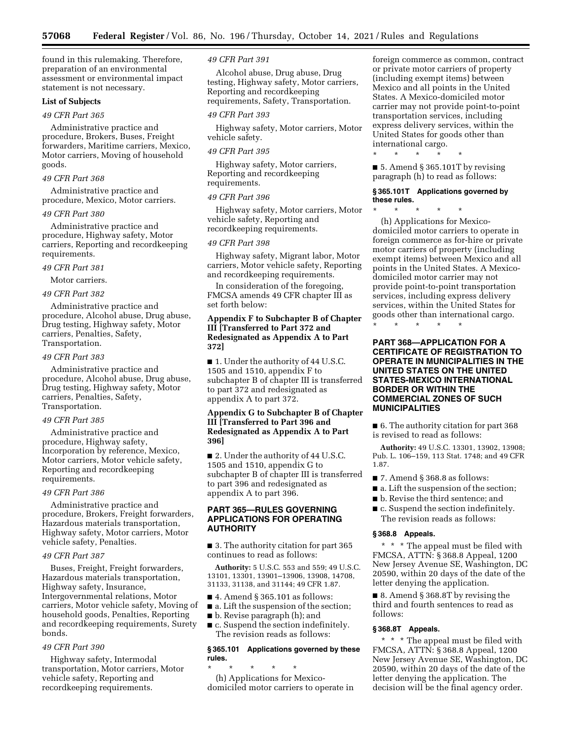found in this rulemaking. Therefore, preparation of an environmental assessment or environmental impact statement is not necessary.

**List of Subjects**

*49 CFR Part 365*

Administrative practice and procedure, Brokers, Buses, Freight forwarders, Maritime carriers, Mexico, Motor carriers, Moving of household goods.

*49 CFR Part 368*

Administrative practice and procedure, Mexico, Motor carriers.

*49 CFR Part 380*

Administrative practice and procedure, Highway safety, Motor carriers, Reporting and recordkeeping requirements.

*49 CFR Part 381*

Motor carriers.

*49 CFR Part 382*

Administrative practice and procedure, Alcohol abuse, Drug abuse, Drug testing, Highway safety, Motor carriers, Penalties, Safety, Transportation.

*49 CFR Part 383*

Administrative practice and procedure, Alcohol abuse, Drug abuse, Drug testing, Highway safety, Motor carriers, Penalties, Safety, Transportation.

*49 CFR Part 385*

Administrative practice and procedure, Highway safety, Incorporation by reference, Mexico, Motor carriers, Motor vehicle safety, Reporting and recordkeeping requirements.

*49 CFR Part 386*

Administrative practice and procedure, Brokers, Freight forwarders, Hazardous materials transportation, Highway safety, Motor carriers, Motor vehicle safety, Penalties.

*49 CFR Part 387*

Buses, Freight, Freight forwarders, Hazardous materials transportation, Highway safety, Insurance, Intergovernmental relations, Motor carriers, Motor vehicle safety, Moving of household goods, Penalties, Reporting and recordkeeping requirements, Surety bonds.

*49 CFR Part 390*

Highway safety, Intermodal transportation, Motor carriers, Motor vehicle safety, Reporting and recordkeeping requirements.

*49 CFR Part 391*

Alcohol abuse, Drug abuse, Drug testing, Highway safety, Motor carriers, Reporting and recordkeeping requirements, Safety, Transportation.

*49 CFR Part 393*

Highway safety, Motor carriers, Motor vehicle safety.

*49 CFR Part 395*

Highway safety, Motor carriers, Reporting and recordkeeping requirements.

*49 CFR Part 396*

Highway safety, Motor carriers, Motor vehicle safety, Reporting and recordkeeping requirements.

*49 CFR Part 398*

Highway safety, Migrant labor, Motor carriers, Motor vehicle safety, Reporting and recordkeeping requirements.

In consideration of the foregoing, FMCSA amends 49 CFR chapter III as set forth below:

**Appendix F to Subchapter B of Chapter III [Transferred to Part 372 and Redesignated as Appendix A to Part 372]**

■ 1. Under the authority of 44 U.S.C. 1505 and 1510, appendix F to subchapter B of chapter III is transferred to part 372 and redesignated as appendix A to part 372.

**Appendix G to Subchapter B of Chapter III [Transferred to Part 396 and Redesignated as Appendix A to Part 396]**

■ 2. Under the authority of 44 U.S.C. 1505 and 1510, appendix G to subchapter B of chapter III is transferred to part 396 and redesignated as appendix A to part 396.

## PART 365—RULES GOVERNING APPLICATIONS FOR OPERATING AUTHORITY

■ 3. The authority citation for part 365 continues to read as follows:

**Authority:** 5 U.S.C. 553 and 559; 49 U.S.C. 13101, 13301, 13901–13906, 13908, 14708, 31133, 31138, and 31144; 49 CFR 1.87.

■ 4. Amend § 365.101 as follows:

■ a. Lift the suspension of the section;

■ b. Revise paragraph (h); and

■ c. Suspend the section indefinitely.

The revision reads as follows:

**§ 365.101 Applications governed by these rules.**

\* \* \* \* \*

(h) Applications for Mexico-domiciled motor carriers to operate in foreign commerce as common, contract or private motor carriers of property (including exempt items) between Mexico and all points in the United States. A Mexico-domiciled motor carrier may not provide point-to-point transportation services, including express delivery services, within the United States for goods other than international cargo.

\* \* \* \* \*

■ 5. Amend § 365.101T by revising paragraph (h) to read as follows:

**§ 365.101T Applications governed by these rules.**

\* \* \* \* \*

(h) Applications for Mexico-domiciled motor carriers to operate in foreign commerce as for-hire or private motor carriers of property (including exempt items) between Mexico and all points in the United States. A Mexico-domiciled motor carrier may not provide point-to-point transportation services, including express delivery services, within the United States for goods other than international cargo.

\* \* \* \* \*

## PART 368—APPLICATION FOR A CERTIFICATE OF REGISTRATION TO OPERATE IN MUNICIPALITIES IN THE UNITED STATES ON THE UNITED STATES-MEXICO INTERNATIONAL BORDER OR WITHIN THE COMMERCIAL ZONES OF SUCH MUNICIPALITIES

■ 6. The authority citation for part 368 is revised to read as follows:

**Authority:** 49 U.S.C. 13301, 13902, 13908; Pub. L. 106–159, 113 Stat. 1748; and 49 CFR 1.87.

■ 7. Amend § 368.8 as follows:

■ a. Lift the suspension of the section;

■ b. Revise the third sentence; and

■ c. Suspend the section indefinitely.

The revision reads as follows:

**§ 368.8 Appeals.**

\* \* \* The appeal must be filed with FMCSA, ATTN: § 368.8 Appeal, 1200 New Jersey Avenue SE, Washington, DC 20590, within 20 days of the date of the letter denying the application.

■ 8. Amend § 368.8T by revising the third and fourth sentences to read as follows:

**§ 368.8T Appeals.**

\* \* \* The appeal must be filed with FMCSA, ATTN: § 368.8 Appeal, 1200 New Jersey Avenue SE, Washington, DC 20590, within 20 days of the date of the letter denying the application. The decision will be the final agency order.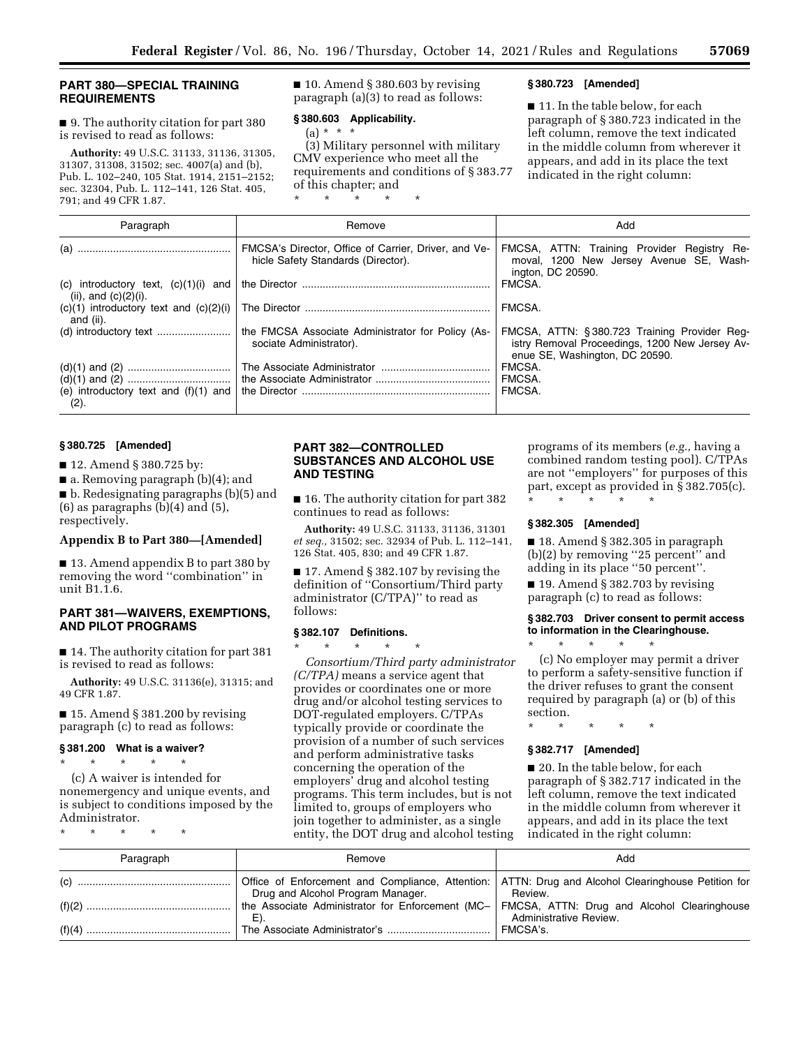## PART 380—SPECIAL TRAINING REQUIREMENTS

■ 9. The authority citation for part 380 is revised to read as follows:

**Authority:** 49 U.S.C. 31133, 31136, 31305, 31307, 31308, 31502; sec. 4007(a) and (b), Pub. L. 102–240, 105 Stat. 1914, 2151–2152; sec. 32304, Pub. L. 112–141, 126 Stat. 405, 791; and 49 CFR 1.87.

■ 10. Amend § 380.603 by revising paragraph (a)(3) to read as follows:

### § 380.603 Applicability.

(a) * * *

(3) Military personnel with military CMV experience who meet all the requirements and conditions of § 383.77 of this chapter; and

\* \* \* \* \*

### § 380.723 [Amended]

■ 11. In the table below, for each paragraph of § 380.723 indicated in the left column, remove the text indicated in the middle column from wherever it appears, and add in its place the text indicated in the right column:

| Paragraph | Remove | Add |
|---|---|---|
| (a) | FMCSA's Director, Office of Carrier, Driver, and Vehicle Safety Standards (Director). | FMCSA, ATTN: Training Provider Registry Removal, 1200 New Jersey Avenue SE, Washington, DC 20590. |
| (c) introductory text, (c)(1)(i) and (ii), and (c)(2)(i). | the Director | FMCSA. |
| (c)(1) introductory text and (c)(2)(i) and (ii). | The Director | FMCSA. |
| (d) introductory text | the FMCSA Associate Administrator for Policy (Associate Administrator). | FMCSA, ATTN: § 380.723 Training Provider Registry Removal Proceedings, 1200 New Jersey Avenue SE, Washington, DC 20590. |
| (d)(1) and (2) | The Associate Administrator | FMCSA. |
| (d)(1) and (2) | the Associate Administrator | FMCSA. |
| (e) introductory text and (f)(1) and (2). | the Director | FMCSA. |

### § 380.725 [Amended]

■ 12. Amend § 380.725 by:

■ a. Removing paragraph (b)(4); and

■ b. Redesignating paragraphs (b)(5) and (6) as paragraphs (b)(4) and (5), respectively.

**Appendix B to Part 380—[Amended]**

■ 13. Amend appendix B to part 380 by removing the word ''combination'' in unit B1.1.6.

## PART 381—WAIVERS, EXEMPTIONS, AND PILOT PROGRAMS

■ 14. The authority citation for part 381 is revised to read as follows:

**Authority:** 49 U.S.C. 31136(e), 31315; and 49 CFR 1.87.

■ 15. Amend § 381.200 by revising paragraph (c) to read as follows:

### § 381.200 What is a waiver?

\* \* \* \* \*

(c) A waiver is intended for nonemergency and unique events, and is subject to conditions imposed by the Administrator.

\* \* \* \* \*

## PART 382—CONTROLLED SUBSTANCES AND ALCOHOL USE AND TESTING

■ 16. The authority citation for part 382 continues to read as follows:

**Authority:** 49 U.S.C. 31133, 31136, 31301 *et seq.,* 31502; sec. 32934 of Pub. L. 112–141, 126 Stat. 405, 830; and 49 CFR 1.87.

■ 17. Amend § 382.107 by revising the definition of ''Consortium/Third party administrator (C/TPA)'' to read as follows:

### § 382.107 Definitions.

\* \* \* \* \*

*Consortium/Third party administrator (C/TPA)* means a service agent that provides or coordinates one or more drug and/or alcohol testing services to DOT-regulated employers. C/TPAs typically provide or coordinate the provision of a number of such services and perform administrative tasks concerning the operation of the employers' drug and alcohol testing programs. This term includes, but is not limited to, groups of employers who join together to administer, as a single entity, the DOT drug and alcohol testing programs of its members (*e.g.,* having a combined random testing pool). C/TPAs are not ''employers'' for purposes of this part, except as provided in § 382.705(c).

\* \* \* \* \*

### § 382.305 [Amended]

■ 18. Amend § 382.305 in paragraph (b)(2) by removing ''25 percent'' and adding in its place ''50 percent''.

■ 19. Amend § 382.703 by revising paragraph (c) to read as follows:

### § 382.703 Driver consent to permit access to information in the Clearinghouse.

\* \* \* \* \*

(c) No employer may permit a driver to perform a safety-sensitive function if the driver refuses to grant the consent required by paragraph (a) or (b) of this section.

\* \* \* \* \*

### § 382.717 [Amended]

■ 20. In the table below, for each paragraph of § 382.717 indicated in the left column, remove the text indicated in the middle column from wherever it appears, and add in its place the text indicated in the right column:

| Paragraph | Remove | Add |
|---|---|---|
| (c) | Office of Enforcement and Compliance, Attention: Drug and Alcohol Program Manager. | ATTN: Drug and Alcohol Clearinghouse Petition for Review. |
| (f)(2) | the Associate Administrator for Enforcement (MC–E). | FMCSA, ATTN: Drug and Alcohol Clearinghouse Administrative Review. |
| (f)(4) | The Associate Administrator's | FMCSA's. |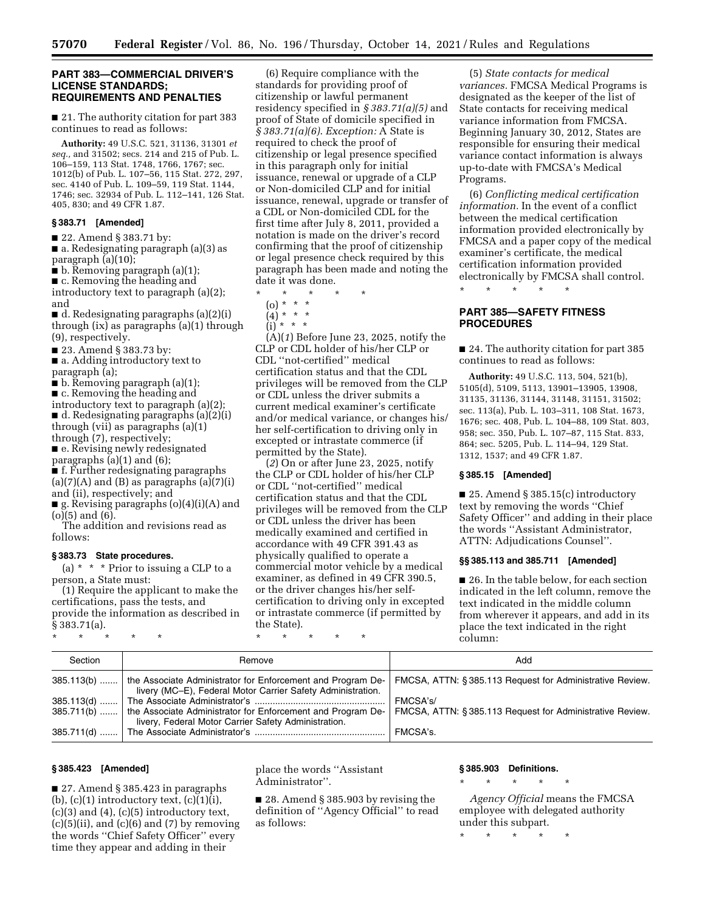## PART 383—COMMERCIAL DRIVER'S LICENSE STANDARDS; REQUIREMENTS AND PENALTIES

■ 21. The authority citation for part 383 continues to read as follows:

**Authority:** 49 U.S.C. 521, 31136, 31301 *et seq.,* and 31502; secs. 214 and 215 of Pub. L. 106–159, 113 Stat. 1748, 1766, 1767; sec. 1012(b) of Pub. L. 107–56, 115 Stat. 272, 297, sec. 4140 of Pub. L. 109–59, 119 Stat. 1144, 1746; sec. 32934 of Pub. L. 112–141, 126 Stat. 405, 830; and 49 CFR 1.87.

### § 383.71 [Amended]

■ 22. Amend § 383.71 by:

■ a. Redesignating paragraph (a)(3) as paragraph (a)(10);

■ b. Removing paragraph (a)(1);

■ c. Removing the heading and introductory text to paragraph (a)(2); and

■ d. Redesignating paragraphs (a)(2)(i) through (ix) as paragraphs (a)(1) through (9), respectively.

■ 23. Amend § 383.73 by:

■ a. Adding introductory text to paragraph (a);

■ b. Removing paragraph (a)(1);

■ c. Removing the heading and introductory text to paragraph (a)(2);

■ d. Redesignating paragraphs (a)(2)(i) through (vii) as paragraphs (a)(1) through (7), respectively;

■ e. Revising newly redesignated paragraphs (a)(1) and (6);

■ f. Further redesignating paragraphs (a)(7)(A) and (B) as paragraphs (a)(7)(i) and (ii), respectively; and

■ g. Revising paragraphs (o)(4)(i)(A) and (o)(5) and (6).

The addition and revisions read as follows:

### § 383.73 State procedures.

(a) * * * Prior to issuing a CLP to a person, a State must:

(1) Require the applicant to make the certifications, pass the tests, and provide the information as described in § 383.71(a).

\* \* \* \* \*

(6) Require compliance with the standards for providing proof of citizenship or lawful permanent residency specified in *§ 383.71(a)(5)* and proof of State of domicile specified in *§ 383.71(a)(6)*. *Exception:* A State is required to check the proof of citizenship or legal presence specified in this paragraph only for initial issuance, renewal or upgrade of a CLP or Non-domiciled CLP and for initial issuance, renewal, upgrade or transfer of a CDL or Non-domiciled CDL for the first time after July 8, 2011, provided a notation is made on the driver's record confirming that the proof of citizenship or legal presence check required by this paragraph has been made and noting the date it was done.

\* \* \* \* \*

(o) * * *

(4) * * *

(i) * * *

(A)(*1*) Before June 23, 2025, notify the CLP or CDL holder of his/her CLP or CDL "not-certified" medical certification status and that the CDL privileges will be removed from the CLP or CDL unless the driver submits a current medical examiner's certificate and/or medical variance, or changes his/her self-certification to driving only in excepted or intrastate commerce (if permitted by the State).

(*2*) On or after June 23, 2025, notify the CLP or CDL holder of his/her CLP or CDL "not-certified" medical certification status and that the CDL privileges will be removed from the CLP or CDL unless the driver has been medically examined and certified in accordance with 49 CFR 391.43 as physically qualified to operate a commercial motor vehicle by a medical examiner, as defined in 49 CFR 390.5, or the driver changes his/her self-certification to driving only in excepted or intrastate commerce (if permitted by the State).

\* \* \* \* \*

(5) *State contacts for medical variances.* FMCSA Medical Programs is designated as the keeper of the list of State contacts for receiving medical variance information from FMCSA. Beginning January 30, 2012, States are responsible for ensuring their medical variance contact information is always up-to-date with FMCSA's Medical Programs.

(6) *Conflicting medical certification information.* In the event of a conflict between the medical certification information provided electronically by FMCSA and a paper copy of the medical examiner's certificate, the medical certification information provided electronically by FMCSA shall control.

\* \* \* \* \*

## PART 385—SAFETY FITNESS PROCEDURES

■ 24. The authority citation for part 385 continues to read as follows:

**Authority:** 49 U.S.C. 113, 504, 521(b), 5105(d), 5109, 5113, 13901–13905, 13908, 31135, 31136, 31144, 31148, 31151, 31502; sec. 113(a), Pub. L. 103–311, 108 Stat. 1673, 1676; sec. 408, Pub. L. 104–88, 109 Stat. 803, 958; sec. 350, Pub. L. 107–87, 115 Stat. 833, 864; sec. 5205, Pub. L. 114–94, 129 Stat. 1312, 1537; and 49 CFR 1.87.

### § 385.15 [Amended]

■ 25. Amend § 385.15(c) introductory text by removing the words "Chief Safety Officer" and adding in their place the words "Assistant Administrator, ATTN: Adjudications Counsel".

### §§ 385.113 and 385.711 [Amended]

■ 26. In the table below, for each section indicated in the left column, remove the text indicated in the middle column from wherever it appears, and add in its place the text indicated in the right column:

| Section | Remove | Add |
|---|---|---|
| 385.113(b) | the Associate Administrator for Enforcement and Program Delivery (MC–E), Federal Motor Carrier Safety Administration. | FMCSA, ATTN: § 385.113 Request for Administrative Review. |
| 385.113(d) | The Associate Administrator's | FMCSA's/ |
| 385.711(b) | the Associate Administrator for Enforcement and Program Delivery, Federal Motor Carrier Safety Administration. | FMCSA, ATTN: § 385.113 Request for Administrative Review. |
| 385.711(d) | The Associate Administrator's | FMCSA's. |

### § 385.423 [Amended]

■ 27. Amend § 385.423 in paragraphs (b), (c)(1) introductory text, (c)(1)(i), (c)(3) and (4), (c)(5) introductory text, (c)(5)(ii), and (c)(6) and (7) by removing the words "Chief Safety Officer" every time they appear and adding in their place the words "Assistant Administrator".

■ 28. Amend § 385.903 by revising the definition of "Agency Official" to read as follows:

### § 385.903 Definitions.

\* \* \* \* \*

*Agency Official* means the FMCSA employee with delegated authority under this subpart.

\* \* \* \* \*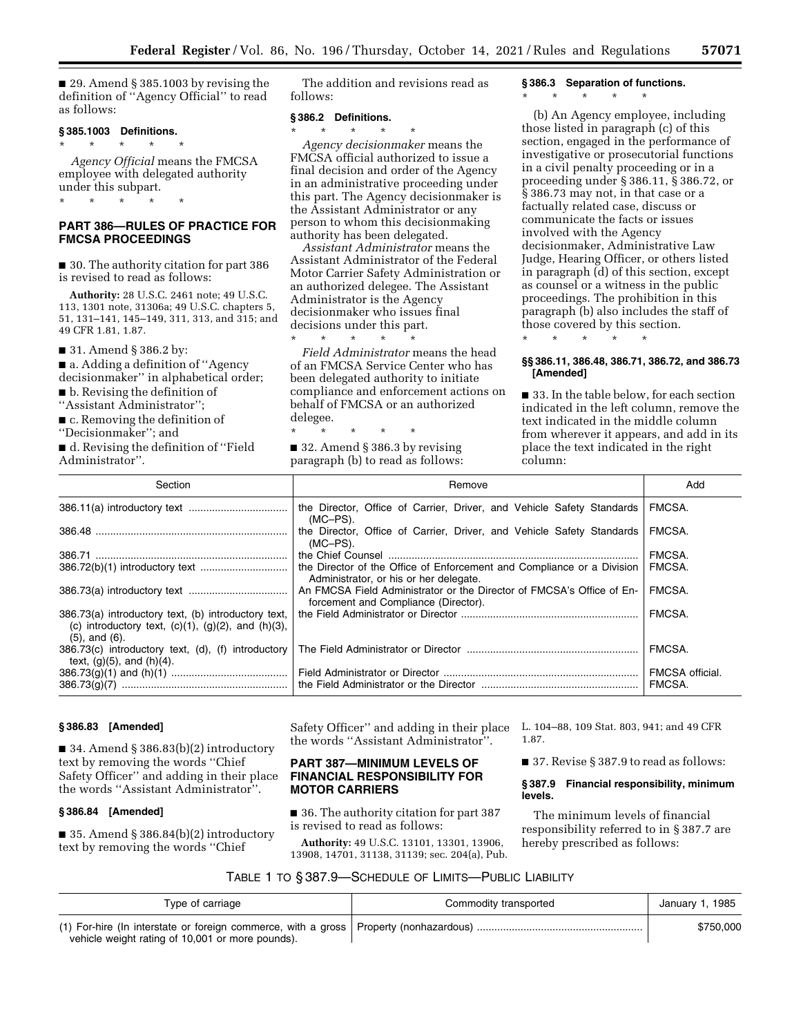■ 29. Amend § 385.1003 by revising the definition of "Agency Official" to read as follows:

**§ 385.1003 Definitions.**

\* \* \* \* \*

*Agency Official* means the FMCSA employee with delegated authority under this subpart.

\* \* \* \* \*

## PART 386—RULES OF PRACTICE FOR FMCSA PROCEEDINGS

■ 30. The authority citation for part 386 is revised to read as follows:

**Authority:** 28 U.S.C. 2461 note; 49 U.S.C. 113, 1301 note, 31306a; 49 U.S.C. chapters 5, 51, 131–141, 145–149, 311, 313, and 315; and 49 CFR 1.81, 1.87.

■ 31. Amend § 386.2 by:

■ a. Adding a definition of "Agency decisionmaker" in alphabetical order;

■ b. Revising the definition of "Assistant Administrator";

■ c. Removing the definition of "Decisionmaker"; and

■ d. Revising the definition of "Field Administrator".

The addition and revisions read as follows:

**§ 386.2 Definitions.**

\* \* \* \* \*

*Agency decisionmaker* means the FMCSA official authorized to issue a final decision and order of the Agency in an administrative proceeding under this part. The Agency decisionmaker is the Assistant Administrator or any person to whom this decisionmaking authority has been delegated.

*Assistant Administrator* means the Assistant Administrator of the Federal Motor Carrier Safety Administration or an authorized delegee. The Assistant Administrator is the Agency decisionmaker who issues final decisions under this part.

\* \* \* \* \*

*Field Administrator* means the head of an FMCSA Service Center who has been delegated authority to initiate compliance and enforcement actions on behalf of FMCSA or an authorized delegee.

\* \* \* \* \*

■ 32. Amend § 386.3 by revising paragraph (b) to read as follows:

**§ 386.3 Separation of functions.**

\* \* \* \* \*

(b) An Agency employee, including those listed in paragraph (c) of this section, engaged in the performance of investigative or prosecutorial functions in a civil penalty proceeding or in a proceeding under § 386.11, § 386.72, or § 386.73 may not, in that case or a factually related case, discuss or communicate the facts or issues involved with the Agency decisionmaker, Administrative Law Judge, Hearing Officer, or others listed in paragraph (d) of this section, except as counsel or a witness in the public proceedings. The prohibition in this paragraph (b) also includes the staff of those covered by this section.

\* \* \* \* \*

**§§ 386.11, 386.48, 386.71, 386.72, and 386.73 [Amended]**

■ 33. In the table below, for each section indicated in the left column, remove the text indicated in the middle column from wherever it appears, and add in its place the text indicated in the right column:

| Section | Remove | Add |
|---|---|---|
| 386.11(a) introductory text | the Director, Office of Carrier, Driver, and Vehicle Safety Standards (MC–PS). | FMCSA. |
| 386.48 | the Director, Office of Carrier, Driver, and Vehicle Safety Standards (MC–PS). | FMCSA. |
| 386.71 | the Chief Counsel | FMCSA. |
| 386.72(b)(1) introductory text | the Director of the Office of Enforcement and Compliance or a Division Administrator, or his or her delegate. | FMCSA. |
| 386.73(a) introductory text | An FMCSA Field Administrator or the Director of FMCSA's Office of Enforcement and Compliance (Director). | FMCSA. |
| 386.73(a) introductory text, (b) introductory text, (c) introductory text, (c)(1), (g)(2), and (h)(3), (5), and (6). | the Field Administrator or Director | FMCSA. |
| 386.73(c) introductory text, (d), (f) introductory text, (g)(5), and (h)(4). | The Field Administrator or Director | FMCSA. |
| 386.73(g)(1) and (h)(1) | Field Administrator or Director | FMCSA official. |
| 386.73(g)(7) | the Field Administrator or the Director | FMCSA. |

**§ 386.83 [Amended]**

■ 34. Amend § 386.83(b)(2) introductory text by removing the words "Chief Safety Officer" and adding in their place the words "Assistant Administrator".

**§ 386.84 [Amended]**

■ 35. Amend § 386.84(b)(2) introductory text by removing the words "Chief Safety Officer" and adding in their place the words "Assistant Administrator".

## PART 387—MINIMUM LEVELS OF FINANCIAL RESPONSIBILITY FOR MOTOR CARRIERS

■ 36. The authority citation for part 387 is revised to read as follows:

**Authority:** 49 U.S.C. 13101, 13301, 13906, 13908, 14701, 31138, 31139; sec. 204(a), Pub. L. 104–88, 109 Stat. 803, 941; and 49 CFR 1.87.

■ 37. Revise § 387.9 to read as follows:

**§ 387.9 Financial responsibility, minimum levels.**

The minimum levels of financial responsibility referred to in § 387.7 are hereby prescribed as follows:

TABLE 1 TO § 387.9—SCHEDULE OF LIMITS—PUBLIC LIABILITY

| Type of carriage | Commodity transported | January 1, 1985 |
|---|---|---|
| (1) For-hire (In interstate or foreign commerce, with a gross vehicle weight rating of 10,001 or more pounds). | Property (nonhazardous) | $750,000 |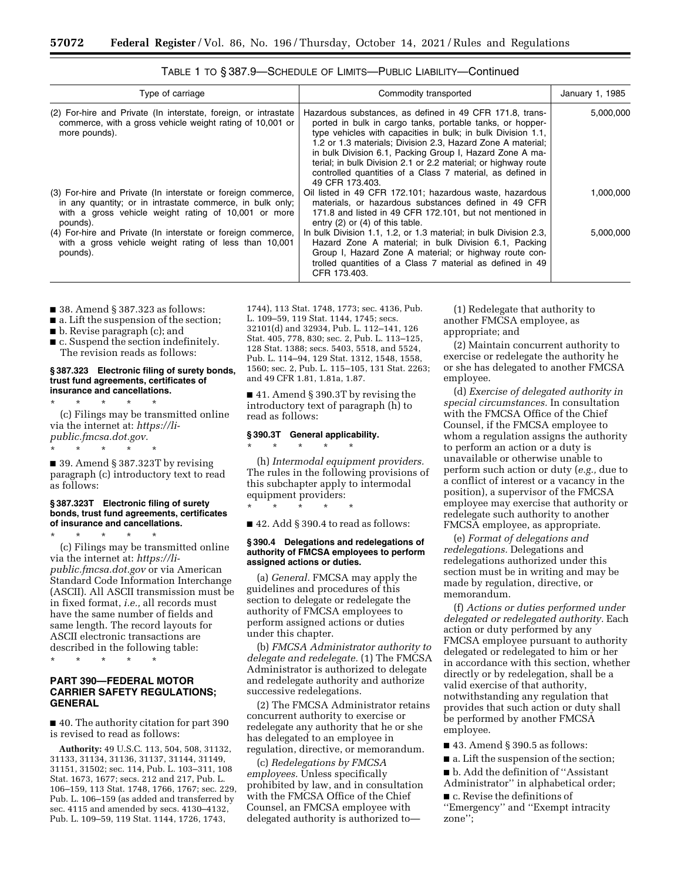TABLE 1 TO § 387.9—SCHEDULE OF LIMITS—PUBLIC LIABILITY—Continued

| Type of carriage | Commodity transported | January 1, 1985 |
| --- | --- | --- |
| (2) For-hire and Private (In interstate, foreign, or intrastate commerce, with a gross vehicle weight rating of 10,001 or more pounds). | Hazardous substances, as defined in 49 CFR 171.8, transported in bulk in cargo tanks, portable tanks, or hopper-type vehicles with capacities in bulk; in bulk Division 1.1, 1.2 or 1.3 materials; Division 2.3, Hazard Zone A material; in bulk Division 6.1, Packing Group I, Hazard Zone A material; in bulk Division 2.1 or 2.2 material; or highway route controlled quantities of a Class 7 material, as defined in 49 CFR 173.403. | 5,000,000 |
| (3) For-hire and Private (In interstate or foreign commerce, in any quantity; or in intrastate commerce, in bulk only; with a gross vehicle weight rating of 10,001 or more pounds). | Oil listed in 49 CFR 172.101; hazardous waste, hazardous materials, or hazardous substances defined in 49 CFR 171.8 and listed in 49 CFR 172.101, but not mentioned in entry (2) or (4) of this table. | 1,000,000 |
| (4) For-hire and Private (In interstate or foreign commerce, with a gross vehicle weight rating of less than 10,001 pounds). | In bulk Division 1.1, 1.2, or 1.3 material; in bulk Division 2.3, Hazard Zone A material; in bulk Division 6.1, Packing Group I, Hazard Zone A material; or highway route controlled quantities of a Class 7 material as defined in 49 CFR 173.403. | 5,000,000 |

■ 38. Amend § 387.323 as follows:

■ a. Lift the suspension of the section;

■ b. Revise paragraph (c); and

■ c. Suspend the section indefinitely.

The revision reads as follows:

**§ 387.323 Electronic filing of surety bonds, trust fund agreements, certificates of insurance and cancellations.**

\* \* \* \* \*

(c) Filings may be transmitted online via the internet at: *https://li-public.fmcsa.dot.gov.*

\* \* \* \* \*

■ 39. Amend § 387.323T by revising paragraph (c) introductory text to read as follows:

**§ 387.323T Electronic filing of surety bonds, trust fund agreements, certificates of insurance and cancellations.**

\* \* \* \* \*

(c) Filings may be transmitted online via the internet at: *https://li-public.fmcsa.dot.gov* or via American Standard Code Information Interchange (ASCII). All ASCII transmission must be in fixed format, *i.e.,* all records must have the same number of fields and same length. The record layouts for ASCII electronic transactions are described in the following table:

\* \* \* \* \*

## PART 390—FEDERAL MOTOR CARRIER SAFETY REGULATIONS; GENERAL

■ 40. The authority citation for part 390 is revised to read as follows:

**Authority:** 49 U.S.C. 113, 504, 508, 31132, 31133, 31134, 31136, 31137, 31144, 31149, 31151, 31502; sec. 114, Pub. L. 103–311, 108 Stat. 1673, 1677; secs. 212 and 217, Pub. L. 106–159, 113 Stat. 1748, 1766, 1767; sec. 229, Pub. L. 106–159 (as added and transferred by sec. 4115 and amended by secs. 4130–4132, Pub. L. 109–59, 119 Stat. 1144, 1726, 1743, 1744), 113 Stat. 1748, 1773; sec. 4136, Pub. L. 109–59, 119 Stat. 1144, 1745; secs. 32101(d) and 32934, Pub. L. 112–141, 126 Stat. 405, 778, 830; sec. 2, Pub. L. 113–125, 128 Stat. 1388; secs. 5403, 5518, and 5524, Pub. L. 114–94, 129 Stat. 1312, 1548, 1558, 1560; sec. 2, Pub. L. 115–105, 131 Stat. 2263; and 49 CFR 1.81, 1.81a, 1.87.

■ 41. Amend § 390.3T by revising the introductory text of paragraph (h) to read as follows:

**§ 390.3T General applicability.**

\* \* \* \* \*

(h) *Intermodal equipment providers.* The rules in the following provisions of this subchapter apply to intermodal equipment providers:

\* \* \* \* \*

■ 42. Add § 390.4 to read as follows:

**§ 390.4 Delegations and redelegations of authority of FMCSA employees to perform assigned actions or duties.**

(a) *General.* FMCSA may apply the guidelines and procedures of this section to delegate or redelegate the authority of FMCSA employees to perform assigned actions or duties under this chapter.

(b) *FMCSA Administrator authority to delegate and redelegate.* (1) The FMCSA Administrator is authorized to delegate and redelegate authority and authorize successive redelegations.

(2) The FMCSA Administrator retains concurrent authority to exercise or redelegate any authority that he or she has delegated to an employee in regulation, directive, or memorandum.

(c) *Redelegations by FMCSA employees.* Unless specifically prohibited by law, and in consultation with the FMCSA Office of the Chief Counsel, an FMCSA employee with delegated authority is authorized to—

(1) Redelegate that authority to another FMCSA employee, as appropriate; and

(2) Maintain concurrent authority to exercise or redelegate the authority he or she has delegated to another FMCSA employee.

(d) *Exercise of delegated authority in special circumstances.* In consultation with the FMCSA Office of the Chief Counsel, if the FMCSA employee to whom a regulation assigns the authority to perform an action or a duty is unavailable or otherwise unable to perform such action or duty (*e.g.,* due to a conflict of interest or a vacancy in the position), a supervisor of the FMCSA employee may exercise that authority or redelegate such authority to another FMCSA employee, as appropriate.

(e) *Format of delegations and redelegations.* Delegations and redelegations authorized under this section must be in writing and may be made by regulation, directive, or memorandum.

(f) *Actions or duties performed under delegated or redelegated authority.* Each action or duty performed by any FMCSA employee pursuant to authority delegated or redelegated to him or her in accordance with this section, whether directly or by redelegation, shall be a valid exercise of that authority, notwithstanding any regulation that provides that such action or duty shall be performed by another FMCSA employee.

■ 43. Amend § 390.5 as follows:

■ a. Lift the suspension of the section;

■ b. Add the definition of "Assistant Administrator" in alphabetical order;

■ c. Revise the definitions of "Emergency" and "Exempt intracity zone";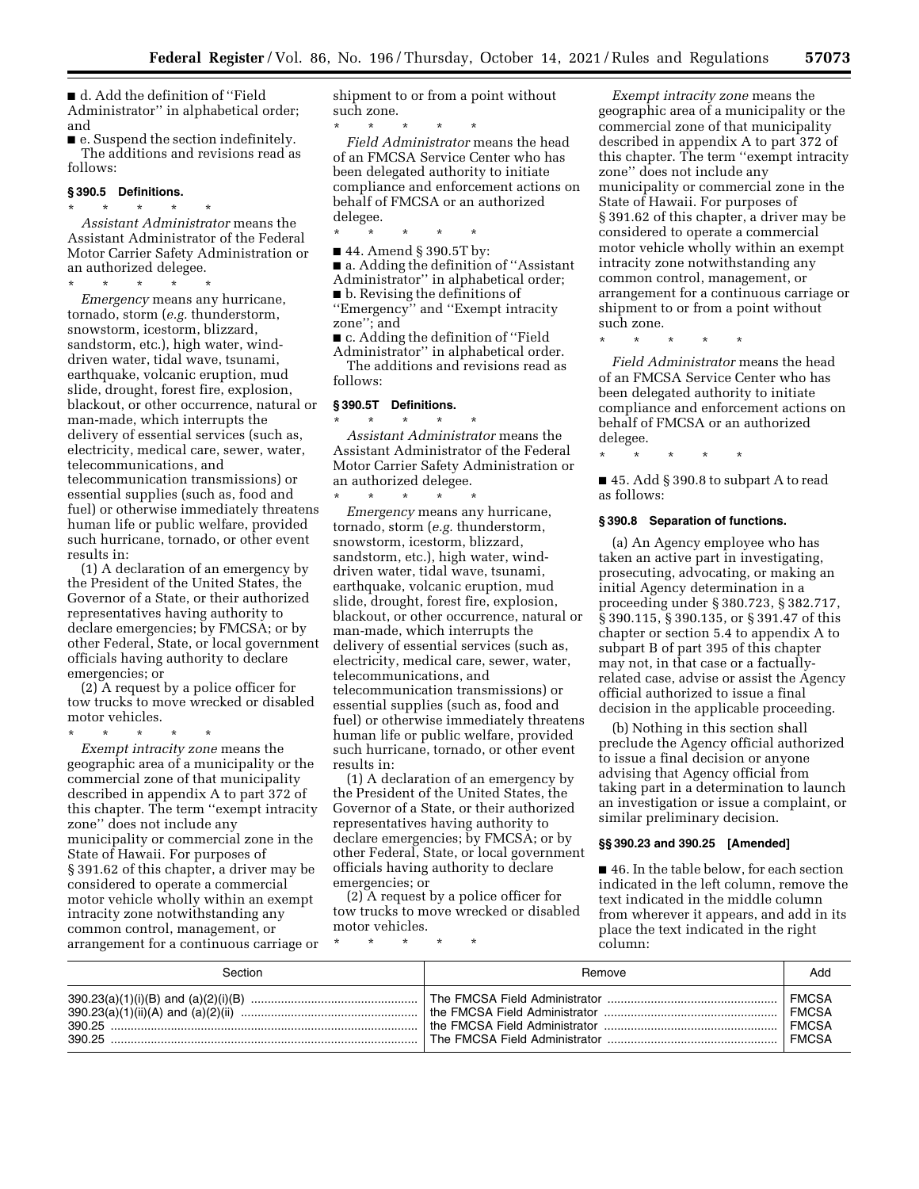■ d. Add the definition of ''Field Administrator'' in alphabetical order; and

■ e. Suspend the section indefinitely.

The additions and revisions read as follows:

### § 390.5 Definitions.

\* \* \* \* \*

*Assistant Administrator* means the Assistant Administrator of the Federal Motor Carrier Safety Administration or an authorized delegee.

\* \* \* \* \*

*Emergency* means any hurricane, tornado, storm (*e.g.* thunderstorm, snowstorm, icestorm, blizzard, sandstorm, etc.), high water, wind-driven water, tidal wave, tsunami, earthquake, volcanic eruption, mud slide, drought, forest fire, explosion, blackout, or other occurrence, natural or man-made, which interrupts the delivery of essential services (such as, electricity, medical care, sewer, water, telecommunications, and telecommunication transmissions) or essential supplies (such as, food and fuel) or otherwise immediately threatens human life or public welfare, provided such hurricane, tornado, or other event results in:

(1) A declaration of an emergency by the President of the United States, the Governor of a State, or their authorized representatives having authority to declare emergencies; by FMCSA; or by other Federal, State, or local government officials having authority to declare emergencies; or

(2) A request by a police officer for tow trucks to move wrecked or disabled motor vehicles.

\* \* \* \* \*

*Exempt intracity zone* means the geographic area of a municipality or the commercial zone of that municipality described in appendix A to part 372 of this chapter. The term ''exempt intracity zone'' does not include any municipality or commercial zone in the State of Hawaii. For purposes of § 391.62 of this chapter, a driver may be considered to operate a commercial motor vehicle wholly within an exempt intracity zone notwithstanding any common control, management, or arrangement for a continuous carriage or shipment to or from a point without such zone.

\* \* \* \* \*

*Field Administrator* means the head of an FMCSA Service Center who has been delegated authority to initiate compliance and enforcement actions on behalf of FMCSA or an authorized delegee.

\* \* \* \* \*

■ 44. Amend § 390.5T by:

■ a. Adding the definition of ''Assistant Administrator'' in alphabetical order;

■ b. Revising the definitions of ''Emergency'' and ''Exempt intracity zone''; and

■ c. Adding the definition of ''Field Administrator'' in alphabetical order.

The additions and revisions read as follows:

### § 390.5T Definitions.

\* \* \* \* \*

*Assistant Administrator* means the Assistant Administrator of the Federal Motor Carrier Safety Administration or an authorized delegee.

\* \* \* \* \*

*Emergency* means any hurricane, tornado, storm (*e.g.* thunderstorm, snowstorm, icestorm, blizzard, sandstorm, etc.), high water, wind-driven water, tidal wave, tsunami, earthquake, volcanic eruption, mud slide, drought, forest fire, explosion, blackout, or other occurrence, natural or man-made, which interrupts the delivery of essential services (such as, electricity, medical care, sewer, water, telecommunications, and telecommunication transmissions) or essential supplies (such as, food and fuel) or otherwise immediately threatens human life or public welfare, provided such hurricane, tornado, or other event results in:

(1) A declaration of an emergency by the President of the United States, the Governor of a State, or their authorized representatives having authority to declare emergencies; by FMCSA; or by other Federal, State, or local government officials having authority to declare emergencies; or

(2) A request by a police officer for tow trucks to move wrecked or disabled motor vehicles.

\* \* \* \* \*

*Exempt intracity zone* means the geographic area of a municipality or the commercial zone of that municipality described in appendix A to part 372 of this chapter. The term ''exempt intracity zone'' does not include any municipality or commercial zone in the State of Hawaii. For purposes of § 391.62 of this chapter, a driver may be considered to operate a commercial motor vehicle wholly within an exempt intracity zone notwithstanding any common control, management, or arrangement for a continuous carriage or shipment to or from a point without such zone.

\* \* \* \* \*

*Field Administrator* means the head of an FMCSA Service Center who has been delegated authority to initiate compliance and enforcement actions on behalf of FMCSA or an authorized delegee.

\* \* \* \* \*

■ 45. Add § 390.8 to subpart A to read as follows:

### § 390.8 Separation of functions.

(a) An Agency employee who has taken an active part in investigating, prosecuting, advocating, or making an initial Agency determination in a proceeding under § 380.723, § 382.717, § 390.115, § 390.135, or § 391.47 of this chapter or section 5.4 to appendix A to subpart B of part 395 of this chapter may not, in that case or a factually-related case, advise or assist the Agency official authorized to issue a final decision in the applicable proceeding.

(b) Nothing in this section shall preclude the Agency official authorized to issue a final decision or anyone advising that Agency official from taking part in a determination to launch an investigation or issue a complaint, or similar preliminary decision.

### §§ 390.23 and 390.25 [Amended]

■ 46. In the table below, for each section indicated in the left column, remove the text indicated in the middle column from wherever it appears, and add in its place the text indicated in the right column:

| Section | Remove | Add |
|---|---|---|
| 390.23(a)(1)(i)(B) and (a)(2)(i)(B) | The FMCSA Field Administrator | FMCSA |
| 390.23(a)(1)(ii)(A) and (a)(2)(ii) | the FMCSA Field Administrator | FMCSA |
| 390.25 | the FMCSA Field Administrator | FMCSA |
| 390.25 | The FMCSA Field Administrator | FMCSA |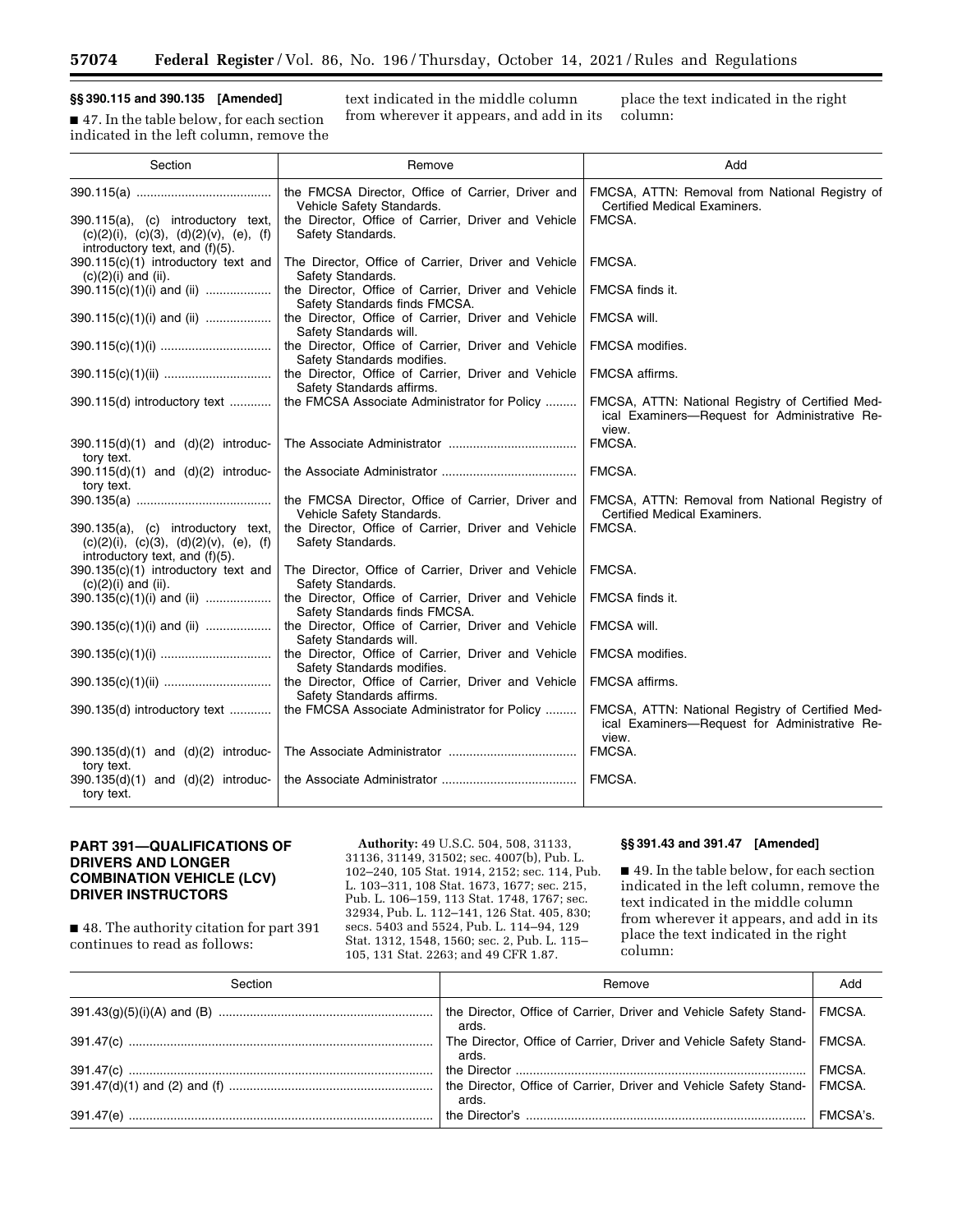### §§ 390.115 and 390.135 [Amended]

■ 47. In the table below, for each section indicated in the left column, remove the text indicated in the middle column from wherever it appears, and add in its place the text indicated in the right column:

| Section | Remove | Add |
| --- | --- | --- |
| 390.115(a) | the FMCSA Director, Office of Carrier, Driver and Vehicle Safety Standards. | FMCSA, ATTN: Removal from National Registry of Certified Medical Examiners. |
| 390.115(a), (c) introductory text, (c)(2)(i), (c)(3), (d)(2)(v), (e), (f) introductory text, and (f)(5). | the Director, Office of Carrier, Driver and Vehicle Safety Standards. | FMCSA. |
| 390.115(c)(1) introductory text and (c)(2)(i) and (ii). | The Director, Office of Carrier, Driver and Vehicle Safety Standards. | FMCSA. |
| 390.115(c)(1)(i) and (ii) | the Director, Office of Carrier, Driver and Vehicle Safety Standards finds FMCSA. | FMCSA finds it. |
| 390.115(c)(1)(i) and (ii) | the Director, Office of Carrier, Driver and Vehicle Safety Standards will. | FMCSA will. |
| 390.115(c)(1)(i) | the Director, Office of Carrier, Driver and Vehicle Safety Standards modifies. | FMCSA modifies. |
| 390.115(c)(1)(ii) | the Director, Office of Carrier, Driver and Vehicle Safety Standards affirms. | FMCSA affirms. |
| 390.115(d) introductory text | the FMCSA Associate Administrator for Policy | FMCSA, ATTN: National Registry of Certified Medical Examiners—Request for Administrative Review. |
| 390.115(d)(1) and (d)(2) introductory text. | The Associate Administrator | FMCSA. |
| 390.115(d)(1) and (d)(2) introductory text. | the Associate Administrator | FMCSA. |
| 390.135(a) | the FMCSA Director, Office of Carrier, Driver and Vehicle Safety Standards. | FMCSA, ATTN: Removal from National Registry of Certified Medical Examiners. |
| 390.135(a), (c) introductory text, (c)(2)(i), (c)(3), (d)(2)(v), (e), (f) introductory text, and (f)(5). | the Director, Office of Carrier, Driver and Vehicle Safety Standards. | FMCSA. |
| 390.135(c)(1) introductory text and (c)(2)(i) and (ii). | The Director, Office of Carrier, Driver and Vehicle Safety Standards. | FMCSA. |
| 390.135(c)(1)(i) and (ii) | the Director, Office of Carrier, Driver and Vehicle Safety Standards finds FMCSA. | FMCSA finds it. |
| 390.135(c)(1)(i) and (ii) | the Director, Office of Carrier, Driver and Vehicle Safety Standards will. | FMCSA will. |
| 390.135(c)(1)(i) | the Director, Office of Carrier, Driver and Vehicle Safety Standards modifies. | FMCSA modifies. |
| 390.135(c)(1)(ii) | the Director, Office of Carrier, Driver and Vehicle Safety Standards affirms. | FMCSA affirms. |
| 390.135(d) introductory text | the FMCSA Associate Administrator for Policy | FMCSA, ATTN: National Registry of Certified Medical Examiners—Request for Administrative Review. |
| 390.135(d)(1) and (d)(2) introductory text. | The Associate Administrator | FMCSA. |
| 390.135(d)(1) and (d)(2) introductory text. | the Associate Administrator | FMCSA. |

## PART 391—QUALIFICATIONS OF DRIVERS AND LONGER COMBINATION VEHICLE (LCV) DRIVER INSTRUCTORS

■ 48. The authority citation for part 391 continues to read as follows:

**Authority:** 49 U.S.C. 504, 508, 31133, 31136, 31149, 31502; sec. 4007(b), Pub. L. 102–240, 105 Stat. 1914, 2152; sec. 114, Pub. L. 103–311, 108 Stat. 1673, 1677; sec. 215, Pub. L. 106–159, 113 Stat. 1748, 1767; sec. 32934, Pub. L. 112–141, 126 Stat. 405, 830; secs. 5403 and 5524, Pub. L. 114–94, 129 Stat. 1312, 1548, 1560; sec. 2, Pub. L. 115–105, 131 Stat. 2263; and 49 CFR 1.87.

### §§ 391.43 and 391.47 [Amended]

■ 49. In the table below, for each section indicated in the left column, remove the text indicated in the middle column from wherever it appears, and add in its place the text indicated in the right column:

| Section | Remove | Add |
| --- | --- | --- |
| 391.43(g)(5)(i)(A) and (B) | the Director, Office of Carrier, Driver and Vehicle Safety Standards. | FMCSA. |
| 391.47(c) | The Director, Office of Carrier, Driver and Vehicle Safety Standards. | FMCSA. |
| 391.47(c) | the Director | FMCSA. |
| 391.47(d)(1) and (2) and (f) | the Director, Office of Carrier, Driver and Vehicle Safety Standards. | FMCSA. |
| 391.47(e) | the Director's | FMCSA's. |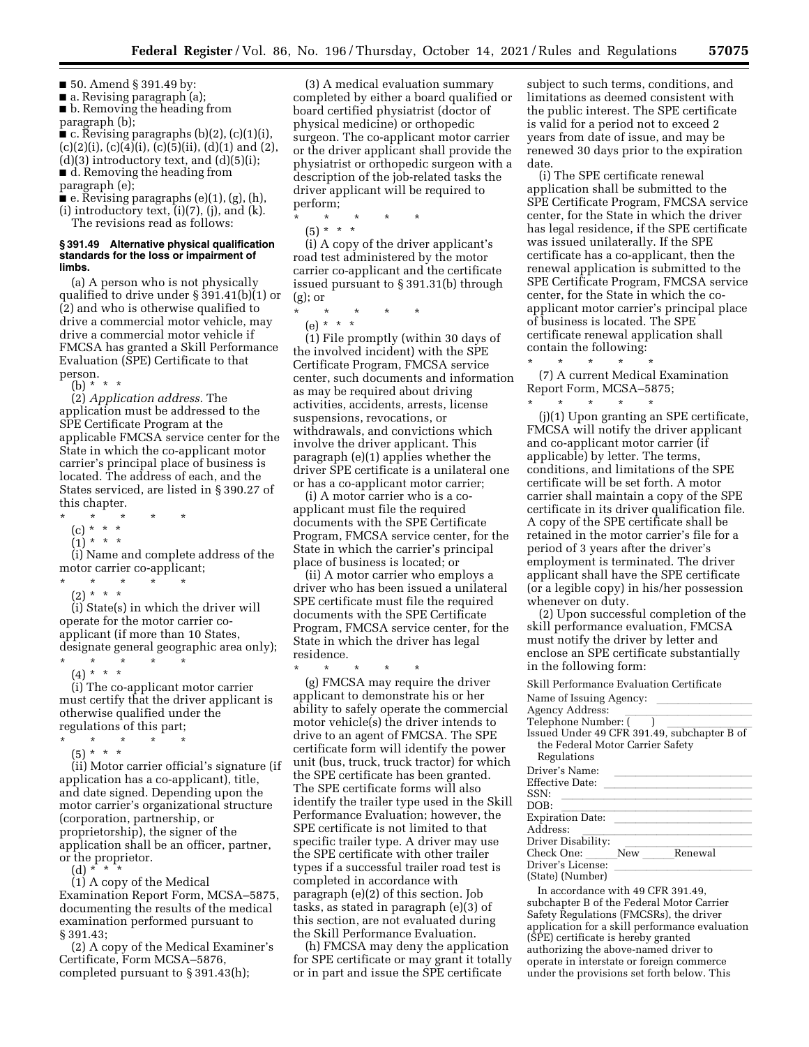■ 50. Amend § 391.49 by:

■ a. Revising paragraph (a);

■ b. Removing the heading from paragraph (b);

■ c. Revising paragraphs (b)(2), (c)(1)(i), (c)(2)(i), (c)(4)(i), (c)(5)(ii), (d)(1) and (2), (d)(3) introductory text, and (d)(5)(i);

■ d. Removing the heading from paragraph (e);

■ e. Revising paragraphs (e)(1), (g), (h), (i) introductory text, (i)(7), (j), and (k).

The revisions read as follows:

**§ 391.49 Alternative physical qualification standards for the loss or impairment of limbs.**

(a) A person who is not physically qualified to drive under § 391.41(b)(1) or (2) and who is otherwise qualified to drive a commercial motor vehicle, may drive a commercial motor vehicle if FMCSA has granted a Skill Performance Evaluation (SPE) Certificate to that person.

(b) * * *

(2) *Application address.* The application must be addressed to the SPE Certificate Program at the applicable FMCSA service center for the State in which the co-applicant motor carrier's principal place of business is located. The address of each, and the States serviced, are listed in § 390.27 of this chapter.

\* \* \* \* \*

(c) * * *

(1) * * *

(i) Name and complete address of the motor carrier co-applicant;

\* \* \* \* \*

(2) * * *

(i) State(s) in which the driver will operate for the motor carrier co-applicant (if more than 10 States, designate general geographic area only);

\* \* \* \* \*

(4) * * *

(i) The co-applicant motor carrier must certify that the driver applicant is otherwise qualified under the regulations of this part;

\* \* \* \* \*

(5) * * *

(ii) Motor carrier official's signature (if application has a co-applicant), title, and date signed. Depending upon the motor carrier's organizational structure (corporation, partnership, or proprietorship), the signer of the application shall be an officer, partner, or the proprietor.

(d) * * *

(1) A copy of the Medical Examination Report Form, MCSA–5875, documenting the results of the medical examination performed pursuant to § 391.43;

(2) A copy of the Medical Examiner's Certificate, Form MCSA–5876, completed pursuant to § 391.43(h);

(3) A medical evaluation summary completed by either a board qualified or board certified physiatrist (doctor of physical medicine) or orthopedic surgeon. The co-applicant motor carrier or the driver applicant shall provide the physiatrist or orthopedic surgeon with a description of the job-related tasks the driver applicant will be required to perform;

\* \* \* \* \*

(5) * * *

(i) A copy of the driver applicant's road test administered by the motor carrier co-applicant and the certificate issued pursuant to § 391.31(b) through (g); or

\* \* \* \* \*

(e) * * *

(1) File promptly (within 30 days of the involved incident) with the SPE Certificate Program, FMCSA service center, such documents and information as may be required about driving activities, accidents, arrests, license suspensions, revocations, or withdrawals, and convictions which involve the driver applicant. This paragraph (e)(1) applies whether the driver SPE certificate is a unilateral one or has a co-applicant motor carrier;

(i) A motor carrier who is a co-applicant must file the required documents with the SPE Certificate Program, FMCSA service center, for the State in which the carrier's principal place of business is located; or

(ii) A motor carrier who employs a driver who has been issued a unilateral SPE certificate must file the required documents with the SPE Certificate Program, FMCSA service center, for the State in which the driver has legal residence.

\* \* \* \* \*

(g) FMCSA may require the driver applicant to demonstrate his or her ability to safely operate the commercial motor vehicle(s) the driver intends to drive to an agent of FMCSA. The SPE certificate form will identify the power unit (bus, truck, truck tractor) for which the SPE certificate has been granted. The SPE certificate forms will also identify the trailer type used in the Skill Performance Evaluation; however, the SPE certificate is not limited to that specific trailer type. A driver may use the SPE certificate with other trailer types if a successful trailer road test is completed in accordance with paragraph (e)(2) of this section. Job tasks, as stated in paragraph (e)(3) of this section, are not evaluated during the Skill Performance Evaluation.

(h) FMCSA may deny the application for SPE certificate or may grant it totally or in part and issue the SPE certificate subject to such terms, conditions, and limitations as deemed consistent with the public interest. The SPE certificate is valid for a period not to exceed 2 years from date of issue, and may be renewed 30 days prior to the expiration date.

(i) The SPE certificate renewal application shall be submitted to the SPE Certificate Program, FMCSA service center, for the State in which the driver has legal residence, if the SPE certificate was issued unilaterally. If the SPE certificate has a co-applicant, then the renewal application is submitted to the SPE Certificate Program, FMCSA service center, for the State in which the co-applicant motor carrier's principal place of business is located. The SPE certificate renewal application shall contain the following:

\* \* \* \* \*

(7) A current Medical Examination Report Form, MCSA–5875;

\* \* \* \* \*

(j)(1) Upon granting an SPE certificate, FMCSA will notify the driver applicant and co-applicant motor carrier (if applicable) by letter. The terms, conditions, and limitations of the SPE certificate will be set forth. A motor carrier shall maintain a copy of the SPE certificate in its driver qualification file. A copy of the SPE certificate shall be retained in the motor carrier's file for a period of 3 years after the driver's employment is terminated. The driver applicant shall have the SPE certificate (or a legible copy) in his/her possession whenever on duty.

(2) Upon successful completion of the skill performance evaluation, FMCSA must notify the driver by letter and enclose an SPE certificate substantially in the following form:

Skill Performance Evaluation Certificate

Name of Issuing Agency: \_\_\_\_\_\_\_\_\_\_\_\_\_\_\_\_

Agency Address: \_\_\_\_\_\_\_\_\_\_\_\_\_\_\_\_

Telephone Number: (   ) \_\_\_\_\_\_\_\_\_\_\_\_\_\_\_\_

Issued Under 49 CFR 391.49, subchapter B of the Federal Motor Carrier Safety Regulations

Driver's Name: \_\_\_\_\_\_\_\_\_\_\_\_\_\_\_\_

Effective Date: \_\_\_\_\_\_\_\_\_\_\_\_\_\_\_\_

SSN: \_\_\_\_\_\_\_\_\_\_\_\_\_\_\_\_

DOB: \_\_\_\_\_\_\_\_\_\_\_\_\_\_\_\_

Expiration Date: \_\_\_\_\_\_\_\_\_\_\_\_\_\_\_\_

Address: \_\_\_\_\_\_\_\_\_\_\_\_\_\_\_\_

Driver Disability: \_\_\_\_\_\_\_\_\_\_\_\_\_\_\_\_

Check One: \_\_\_\_ New \_\_\_\_ Renewal

Driver's License: \_\_\_\_\_\_\_\_\_\_\_\_\_\_\_\_

(State) (Number)

In accordance with 49 CFR 391.49, subchapter B of the Federal Motor Carrier Safety Regulations (FMCSRs), the driver application for a skill performance evaluation (SPE) certificate is hereby granted authorizing the above-named driver to operate in interstate or foreign commerce under the provisions set forth below. This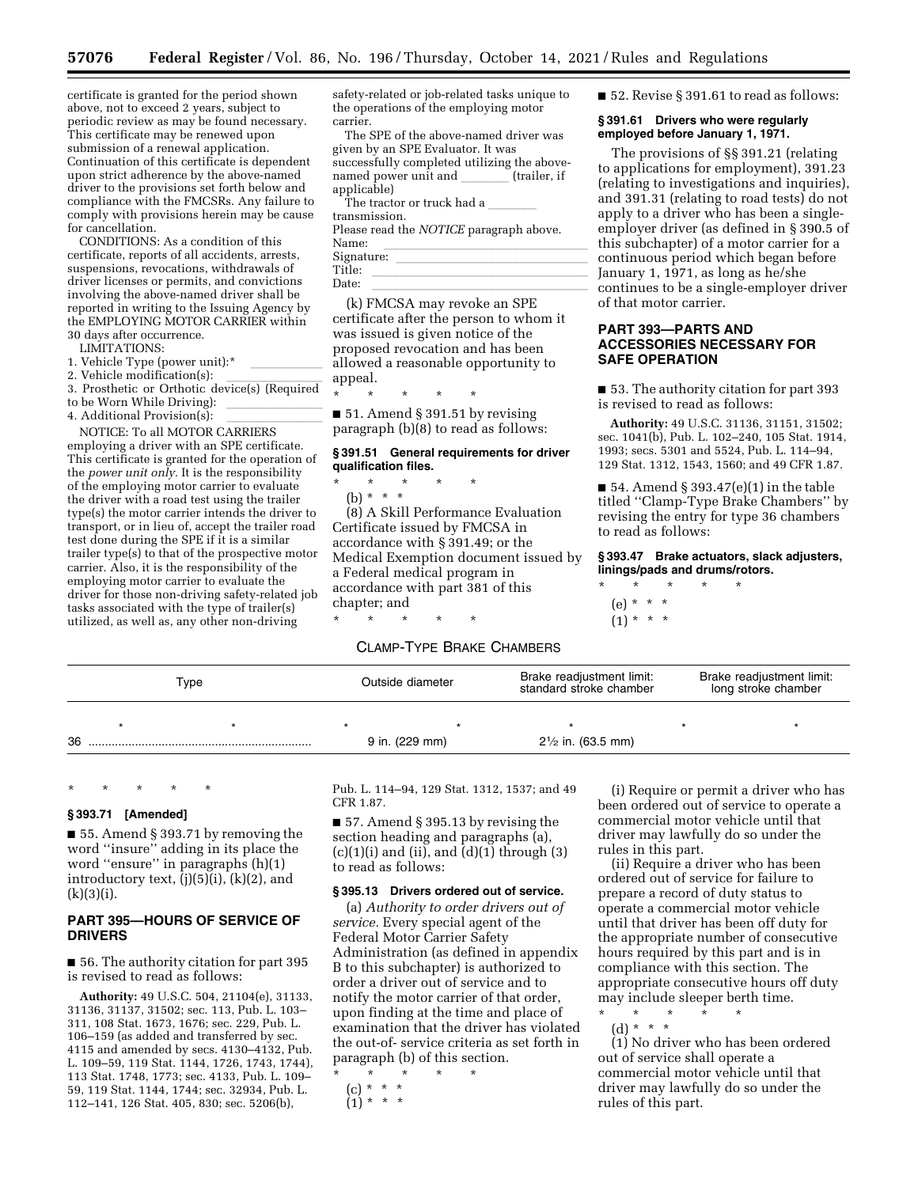certificate is granted for the period shown above, not to exceed 2 years, subject to periodic review as may be found necessary. This certificate may be renewed upon submission of a renewal application. Continuation of this certificate is dependent upon strict adherence by the above-named driver to the provisions set forth below and compliance with the FMCSRs. Any failure to comply with provisions herein may be cause for cancellation.

CONDITIONS: As a condition of this certificate, reports of all accidents, arrests, suspensions, revocations, withdrawals of driver licenses or permits, and convictions involving the above-named driver shall be reported in writing to the Issuing Agency by the EMPLOYING MOTOR CARRIER within 30 days after occurrence.

LIMITATIONS:

1. Vehicle Type (power unit):* \_\_\_\_\_\_\_\_
2. Vehicle modification(s): \_\_\_\_\_\_\_\_
3. Prosthetic or Orthotic device(s) (Required to be Worn While Driving): \_\_\_\_\_\_\_\_
4. Additional Provision(s): \_\_\_\_\_\_\_\_

NOTICE: To all MOTOR CARRIERS employing a driver with an SPE certificate. This certificate is granted for the operation of the *power unit only.* It is the responsibility of the employing motor carrier to evaluate the driver with a road test using the trailer type(s) the motor carrier intends the driver to transport, or in lieu of, accept the trailer road test done during the SPE if it is a similar trailer type(s) to that of the prospective motor carrier. Also, it is the responsibility of the employing motor carrier to evaluate the driver for those non-driving safety-related job tasks associated with the type of trailer(s) utilized, as well as, any other non-driving safety-related or job-related tasks unique to the operations of the employing motor carrier.

The SPE of the above-named driver was given by an SPE Evaluator. It was successfully completed utilizing the above-named power unit and \_\_\_\_\_\_\_\_ (trailer, if applicable)

The tractor or truck had a \_\_\_\_\_\_\_\_ transmission.

Please read the *NOTICE* paragraph above.

Name: \_\_\_\_\_\_\_\_

Signature: \_\_\_\_\_\_\_\_

Title: \_\_\_\_\_\_\_\_

Date: \_\_\_\_\_\_\_\_

(k) FMCSA may revoke an SPE certificate after the person to whom it was issued is given notice of the proposed revocation and has been allowed a reasonable opportunity to appeal.

\* \* \* \* \*

■ 51. Amend § 391.51 by revising paragraph (b)(8) to read as follows:

**§ 391.51 General requirements for driver qualification files.**

\* \* \* \* \*

(b) \* \* \*

(8) A Skill Performance Evaluation Certificate issued by FMCSA in accordance with § 391.49; or the Medical Exemption document issued by a Federal medical program in accordance with part 381 of this chapter; and

\* \* \* \* \*

■ 52. Revise § 391.61 to read as follows:

**§ 391.61 Drivers who were regularly employed before January 1, 1971.**

The provisions of §§ 391.21 (relating to applications for employment), 391.23 (relating to investigations and inquiries), and 391.31 (relating to road tests) do not apply to a driver who has been a single-employer driver (as defined in § 390.5 of this subchapter) of a motor carrier for a continuous period which began before January 1, 1971, as long as he/she continues to be a single-employer driver of that motor carrier.

## PART 393—PARTS AND ACCESSORIES NECESSARY FOR SAFE OPERATION

■ 53. The authority citation for part 393 is revised to read as follows:

**Authority:** 49 U.S.C. 31136, 31151, 31502; sec. 1041(b), Pub. L. 102–240, 105 Stat. 1914, 1993; secs. 5301 and 5524, Pub. L. 114–94, 129 Stat. 1312, 1543, 1560; and 49 CFR 1.87.

■ 54. Amend § 393.47(e)(1) in the table titled "Clamp-Type Brake Chambers" by revising the entry for type 36 chambers to read as follows:

**§ 393.47 Brake actuators, slack adjusters, linings/pads and drums/rotors.**

\* \* \* \* \*

(e) \* \* \*

(1) \* \* \*

CLAMP-TYPE BRAKE CHAMBERS

| Type | Outside diameter | Brake readjustment limit: standard stroke chamber | Brake readjustment limit: long stroke chamber |
|---|---|---|---|
| \* \* | \* \* | \* \* | \* |
| 36 | 9 in. (229 mm) | 2½ in. (63.5 mm) | |

\* \* \* \* \*

**§ 393.71 [Amended]**

■ 55. Amend § 393.71 by removing the word "insure" adding in its place the word "ensure" in paragraphs (h)(1) introductory text, (j)(5)(i), (k)(2), and (k)(3)(i).

## PART 395—HOURS OF SERVICE OF DRIVERS

■ 56. The authority citation for part 395 is revised to read as follows:

**Authority:** 49 U.S.C. 504, 21104(e), 31133, 31136, 31137, 31502; sec. 113, Pub. L. 103–311, 108 Stat. 1673, 1676; sec. 229, Pub. L. 106–159 (as added and transferred by sec. 4115 and amended by secs. 4130–4132, Pub. L. 109–59, 119 Stat. 1144, 1726, 1743, 1744), 113 Stat. 1748, 1773; sec. 4133, Pub. L. 109–59, 119 Stat. 1144, 1744; sec. 32934, Pub. L. 112–141, 126 Stat. 405, 830; sec. 5206(b), Pub. L. 114–94, 129 Stat. 1312, 1537; and 49 CFR 1.87.

■ 57. Amend § 395.13 by revising the section heading and paragraphs (a), (c)(1)(i) and (ii), and (d)(1) through (3) to read as follows:

**§ 395.13 Drivers ordered out of service.**

(a) *Authority to order drivers out of service.* Every special agent of the Federal Motor Carrier Safety Administration (as defined in appendix B to this subchapter) is authorized to order a driver out of service and to notify the motor carrier of that order, upon finding at the time and place of examination that the driver has violated the out-of- service criteria as set forth in paragraph (b) of this section.

\* \* \* \* \*

(c) \* \* \*

(1) \* \* \*

(i) Require or permit a driver who has been ordered out of service to operate a commercial motor vehicle until that driver may lawfully do so under the rules in this part.

(ii) Require a driver who has been ordered out of service for failure to prepare a record of duty status to operate a commercial motor vehicle until that driver has been off duty for the appropriate number of consecutive hours required by this part and is in compliance with this section. The appropriate consecutive hours off duty may include sleeper berth time.

\* \* \* \* \*

(d) \* \* \*

(1) No driver who has been ordered out of service shall operate a commercial motor vehicle until that driver may lawfully do so under the rules of this part.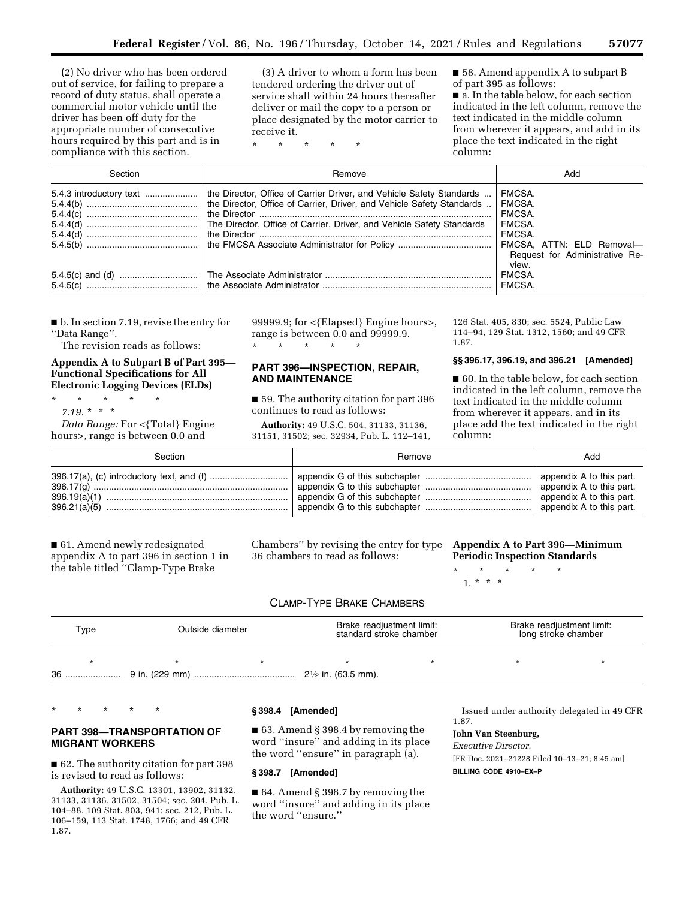(2) No driver who has been ordered out of service, for failing to prepare a record of duty status, shall operate a commercial motor vehicle until the driver has been off duty for the appropriate number of consecutive hours required by this part and is in compliance with this section.

(3) A driver to whom a form has been tendered ordering the driver out of service shall within 24 hours thereafter deliver or mail the copy to a person or place designated by the motor carrier to receive it.

\* \* \* \* \*

■ 58. Amend appendix A to subpart B of part 395 as follows:

■ a. In the table below, for each section indicated in the left column, remove the text indicated in the middle column from wherever it appears, and add in its place the text indicated in the right column:

| Section | Remove | Add |
|---|---|---|
| 5.4.3 introductory text | the Director, Office of Carrier Driver, and Vehicle Safety Standards | FMCSA. |
| 5.4.4(b) | the Director, Office of Carrier, Driver, and Vehicle Safety Standards | FMCSA. |
| 5.4.4(c) | the Director | FMCSA. |
| 5.4.4(d) | The Director, Office of Carrier, Driver, and Vehicle Safety Standards | FMCSA. |
| 5.4.4(d) | the Director | FMCSA. |
| 5.4.5(b) | the FMCSA Associate Administrator for Policy | FMCSA, ATTN: ELD Removal—Request for Administrative Review. |
| 5.4.5(c) and (d) | The Associate Administrator | FMCSA. |
| 5.4.5(c) | the Associate Administrator | FMCSA. |

■ b. In section 7.19, revise the entry for ''Data Range''.

The revision reads as follows:

**Appendix A to Subpart B of Part 395—Functional Specifications for All Electronic Logging Devices (ELDs)**

\* \* \* \* \*

*7.19.* \* \* \*

*Data Range:* For <{Total} Engine hours>, range is between 0.0 and 99999.9; for <{Elapsed} Engine hours>, range is between 0.0 and 99999.9.

\* \* \* \* \*

## PART 396—INSPECTION, REPAIR, AND MAINTENANCE

■ 59. The authority citation for part 396 continues to read as follows:

**Authority:** 49 U.S.C. 504, 31133, 31136, 31151, 31502; sec. 32934, Pub. L. 112–141, 126 Stat. 405, 830; sec. 5524, Public Law 114–94, 129 Stat. 1312, 1560; and 49 CFR 1.87.

### §§ 396.17, 396.19, and 396.21 [Amended]

■ 60. In the table below, for each section indicated in the left column, remove the text indicated in the middle column from wherever it appears, and in its place add the text indicated in the right column:

| Section | Remove | Add |
|---|---|---|
| 396.17(a), (c) introductory text, and (f) | appendix G of this subchapter | appendix A to this part. |
| 396.17(g) | appendix G to this subchapter | appendix A to this part. |
| 396.19(a)(1) | appendix G of this subchapter | appendix A to this part. |
| 396.21(a)(5) | appendix G to this subchapter | appendix A to this part. |

■ 61. Amend newly redesignated appendix A to part 396 in section 1 in the table titled ''Clamp-Type Brake Chambers'' by revising the entry for type 36 chambers to read as follows:

**Appendix A to Part 396—Minimum Periodic Inspection Standards**

\* \* \* \* \*

1. \* \* \*

CLAMP-TYPE BRAKE CHAMBERS

| Type | Outside diameter | Brake readjustment limit: standard stroke chamber | Brake readjustment limit: long stroke chamber |
|---|---|---|---|
| \* | \* \* | \* \* | \* \* |
| 36 | 9 in. (229 mm) | 2½ in. (63.5 mm). | |

\* \* \* \* \*

## PART 398—TRANSPORTATION OF MIGRANT WORKERS

■ 62. The authority citation for part 398 is revised to read as follows:

**Authority:** 49 U.S.C. 13301, 13902, 31132, 31133, 31136, 31502, 31504; sec. 204, Pub. L. 104–88, 109 Stat. 803, 941; sec. 212, Pub. L. 106–159, 113 Stat. 1748, 1766; and 49 CFR 1.87.

### § 398.4 [Amended]

■ 63. Amend § 398.4 by removing the word ''insure'' and adding in its place the word ''ensure'' in paragraph (a).

### § 398.7 [Amended]

■ 64. Amend § 398.7 by removing the word ''insure'' and adding in its place the word ''ensure.''

Issued under authority delegated in 49 CFR 1.87.

**John Van Steenburg,**

*Executive Director.*

[FR Doc. 2021–21228 Filed 10–13–21; 8:45 am]

**BILLING CODE 4910–EX–P**